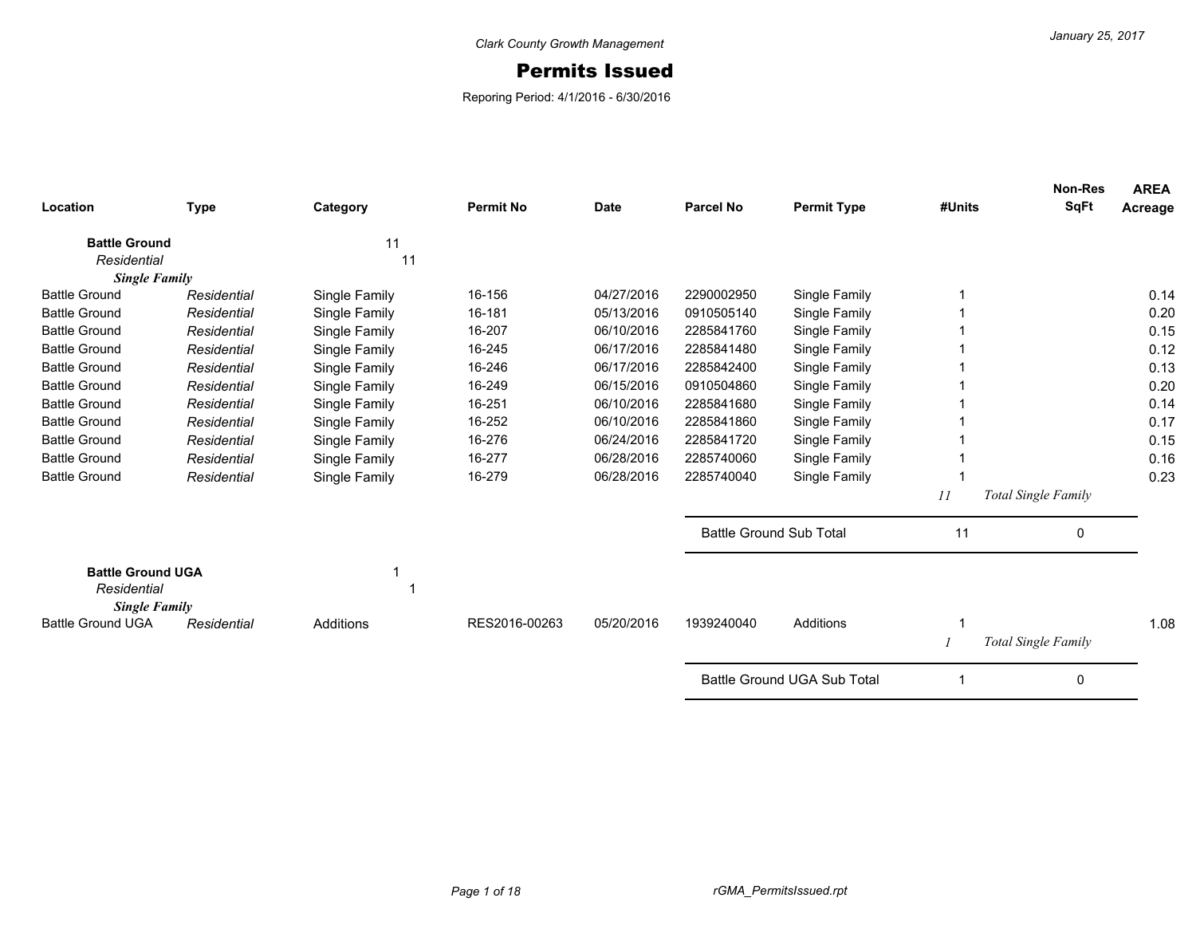Clark County Growth Management

# Permits Issued

Reporing Period: 4/1/2016 - 6/30/2016

| Location | Type | Category | Permit No | Date | Parcel No | Permit Type | #Units | Non-Res SqFt | AREA Acreage |
|---|---|---|---|---|---|---|---|---|---|
| **Battle Ground** | | 11 | | | | | | | |
| *Residential* | | 11 | | | | | | | |
| ***Single Family*** | | | | | | | | | |
| Battle Ground | *Residential* | Single Family | 16-156 | 04/27/2016 | 2290002950 | Single Family | 1 | | 0.14 |
| Battle Ground | *Residential* | Single Family | 16-181 | 05/13/2016 | 0910505140 | Single Family | 1 | | 0.20 |
| Battle Ground | *Residential* | Single Family | 16-207 | 06/10/2016 | 2285841760 | Single Family | 1 | | 0.15 |
| Battle Ground | *Residential* | Single Family | 16-245 | 06/17/2016 | 2285841480 | Single Family | 1 | | 0.12 |
| Battle Ground | *Residential* | Single Family | 16-246 | 06/17/2016 | 2285842400 | Single Family | 1 | | 0.13 |
| Battle Ground | *Residential* | Single Family | 16-249 | 06/15/2016 | 0910504860 | Single Family | 1 | | 0.20 |
| Battle Ground | *Residential* | Single Family | 16-251 | 06/10/2016 | 2285841680 | Single Family | 1 | | 0.14 |
| Battle Ground | *Residential* | Single Family | 16-252 | 06/10/2016 | 2285841860 | Single Family | 1 | | 0.17 |
| Battle Ground | *Residential* | Single Family | 16-276 | 06/24/2016 | 2285841720 | Single Family | 1 | | 0.15 |
| Battle Ground | *Residential* | Single Family | 16-277 | 06/28/2016 | 2285740060 | Single Family | 1 | | 0.16 |
| Battle Ground | *Residential* | Single Family | 16-279 | 06/28/2016 | 2285740040 | Single Family | 1 | | 0.23 |
| | | | | | | | *11* | *Total Single Family* | |
| | | | | | Battle Ground Sub Total | | 11 | 0 | |
| **Battle Ground UGA** | | 1 | | | | | | | |
| *Residential* | | 1 | | | | | | | |
| ***Single Family*** | | | | | | | | | |
| Battle Ground UGA | *Residential* | Additions | RES2016-00263 | 05/20/2016 | 1939240040 | Additions | 1 | | 1.08 |
| | | | | | | | *1* | *Total Single Family* | |
| | | | | | Battle Ground UGA Sub Total | | 1 | 0 | |

rGMA_PermitsIssued.rpt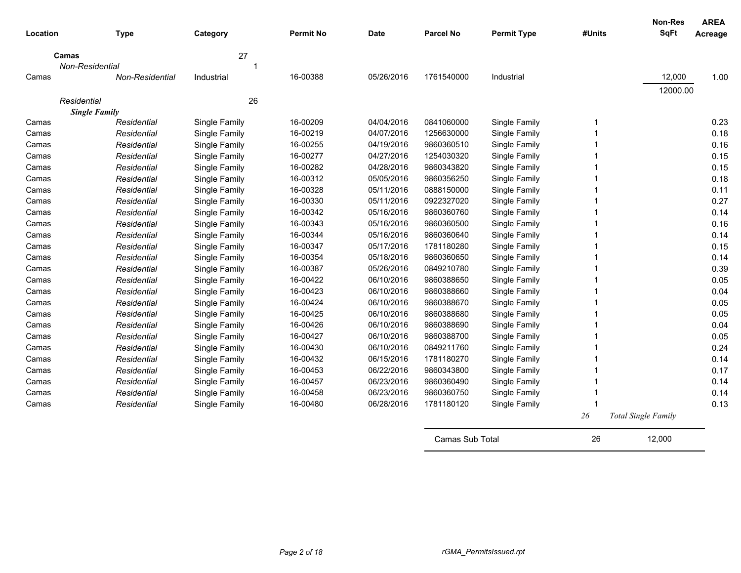| Location | Type | Category | Permit No | Date | Parcel No | Permit Type | #Units | Non-Res SqFt | AREA Acreage |
|---|---|---|---|---|---|---|---|---|---|
| **Camas** | | 27 | | | | | | | |
| *Non-Residential* | | 1 | | | | | | | |
| Camas | *Non-Residential* | Industrial | 16-00388 | 05/26/2016 | 1761540000 | Industrial | | 12,000 | 1.00 |
| | | | | | | | | 12000.00 | |
| *Residential* | | 26 | | | | | | | |
| ***Single Family*** | | | | | | | | | |
| Camas | *Residential* | Single Family | 16-00209 | 04/04/2016 | 0841060000 | Single Family | 1 | | 0.23 |
| Camas | *Residential* | Single Family | 16-00219 | 04/07/2016 | 1256630000 | Single Family | 1 | | 0.18 |
| Camas | *Residential* | Single Family | 16-00255 | 04/19/2016 | 9860360510 | Single Family | 1 | | 0.16 |
| Camas | *Residential* | Single Family | 16-00277 | 04/27/2016 | 1254030320 | Single Family | 1 | | 0.15 |
| Camas | *Residential* | Single Family | 16-00282 | 04/28/2016 | 9860343820 | Single Family | 1 | | 0.15 |
| Camas | *Residential* | Single Family | 16-00312 | 05/05/2016 | 9860356250 | Single Family | 1 | | 0.18 |
| Camas | *Residential* | Single Family | 16-00328 | 05/11/2016 | 0888150000 | Single Family | 1 | | 0.11 |
| Camas | *Residential* | Single Family | 16-00330 | 05/11/2016 | 0922327020 | Single Family | 1 | | 0.27 |
| Camas | *Residential* | Single Family | 16-00342 | 05/16/2016 | 9860360760 | Single Family | 1 | | 0.14 |
| Camas | *Residential* | Single Family | 16-00343 | 05/16/2016 | 9860360500 | Single Family | 1 | | 0.16 |
| Camas | *Residential* | Single Family | 16-00344 | 05/16/2016 | 9860360640 | Single Family | 1 | | 0.14 |
| Camas | *Residential* | Single Family | 16-00347 | 05/17/2016 | 1781180280 | Single Family | 1 | | 0.15 |
| Camas | *Residential* | Single Family | 16-00354 | 05/18/2016 | 9860360650 | Single Family | 1 | | 0.14 |
| Camas | *Residential* | Single Family | 16-00387 | 05/26/2016 | 0849210780 | Single Family | 1 | | 0.39 |
| Camas | *Residential* | Single Family | 16-00422 | 06/10/2016 | 9860388650 | Single Family | 1 | | 0.05 |
| Camas | *Residential* | Single Family | 16-00423 | 06/10/2016 | 9860388660 | Single Family | 1 | | 0.04 |
| Camas | *Residential* | Single Family | 16-00424 | 06/10/2016 | 9860388670 | Single Family | 1 | | 0.05 |
| Camas | *Residential* | Single Family | 16-00425 | 06/10/2016 | 9860388680 | Single Family | 1 | | 0.05 |
| Camas | *Residential* | Single Family | 16-00426 | 06/10/2016 | 9860388690 | Single Family | 1 | | 0.04 |
| Camas | *Residential* | Single Family | 16-00427 | 06/10/2016 | 9860388700 | Single Family | 1 | | 0.05 |
| Camas | *Residential* | Single Family | 16-00430 | 06/10/2016 | 0849211760 | Single Family | 1 | | 0.24 |
| Camas | *Residential* | Single Family | 16-00432 | 06/15/2016 | 1781180270 | Single Family | 1 | | 0.14 |
| Camas | *Residential* | Single Family | 16-00453 | 06/22/2016 | 9860343800 | Single Family | 1 | | 0.17 |
| Camas | *Residential* | Single Family | 16-00457 | 06/23/2016 | 9860360490 | Single Family | 1 | | 0.14 |
| Camas | *Residential* | Single Family | 16-00458 | 06/23/2016 | 9860360750 | Single Family | 1 | | 0.14 |
| Camas | *Residential* | Single Family | 16-00480 | 06/28/2016 | 1781180120 | Single Family | 1 | | 0.13 |
| | | | | | | | *26* | *Total Single Family* | |
| | | | | | Camas Sub Total | | 26 | 12,000 | |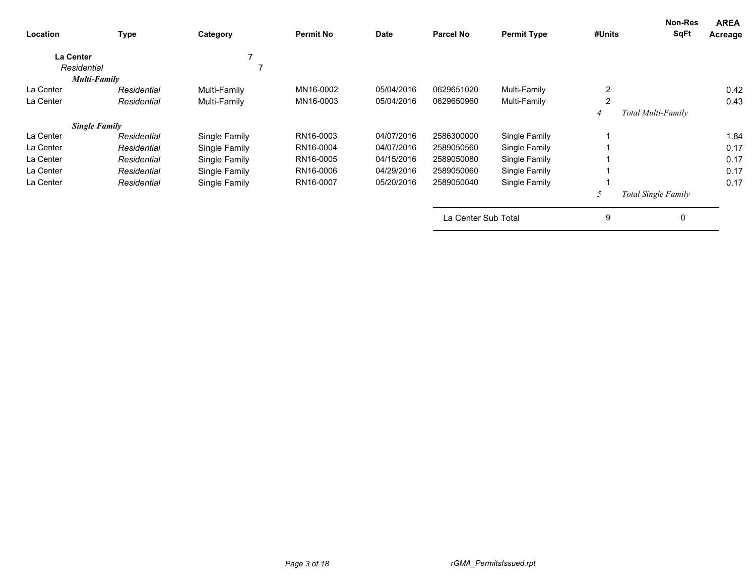| Location | Type | Category | Permit No | Date | Parcel No | Permit Type | #Units | Non-Res SqFt | AREA Acreage |
|---|---|---|---|---|---|---|---|---|---|
| **La Center** | | 7 | | | | | | | |
| *Residential* | | 7 | | | | | | | |
| ***Multi-Family*** | | | | | | | | | |
| La Center | *Residential* | Multi-Family | MN16-0002 | 05/04/2016 | 0629651020 | Multi-Family | 2 | | 0.42 |
| La Center | *Residential* | Multi-Family | MN16-0003 | 05/04/2016 | 0629650960 | Multi-Family | 2 | | 0.43 |
| | | | | | | | *4* | *Total Multi-Family* | |
| ***Single Family*** | | | | | | | | | |
| La Center | *Residential* | Single Family | RN16-0003 | 04/07/2016 | 2586300000 | Single Family | 1 | | 1.84 |
| La Center | *Residential* | Single Family | RN16-0004 | 04/07/2016 | 2589050560 | Single Family | 1 | | 0.17 |
| La Center | *Residential* | Single Family | RN16-0005 | 04/15/2016 | 2589050080 | Single Family | 1 | | 0.17 |
| La Center | *Residential* | Single Family | RN16-0006 | 04/29/2016 | 2589050060 | Single Family | 1 | | 0.17 |
| La Center | *Residential* | Single Family | RN16-0007 | 05/20/2016 | 2589050040 | Single Family | 1 | | 0.17 |
| | | | | | | | *5* | *Total Single Family* | |
| | | | | | La Center Sub Total | | 9 | 0 | |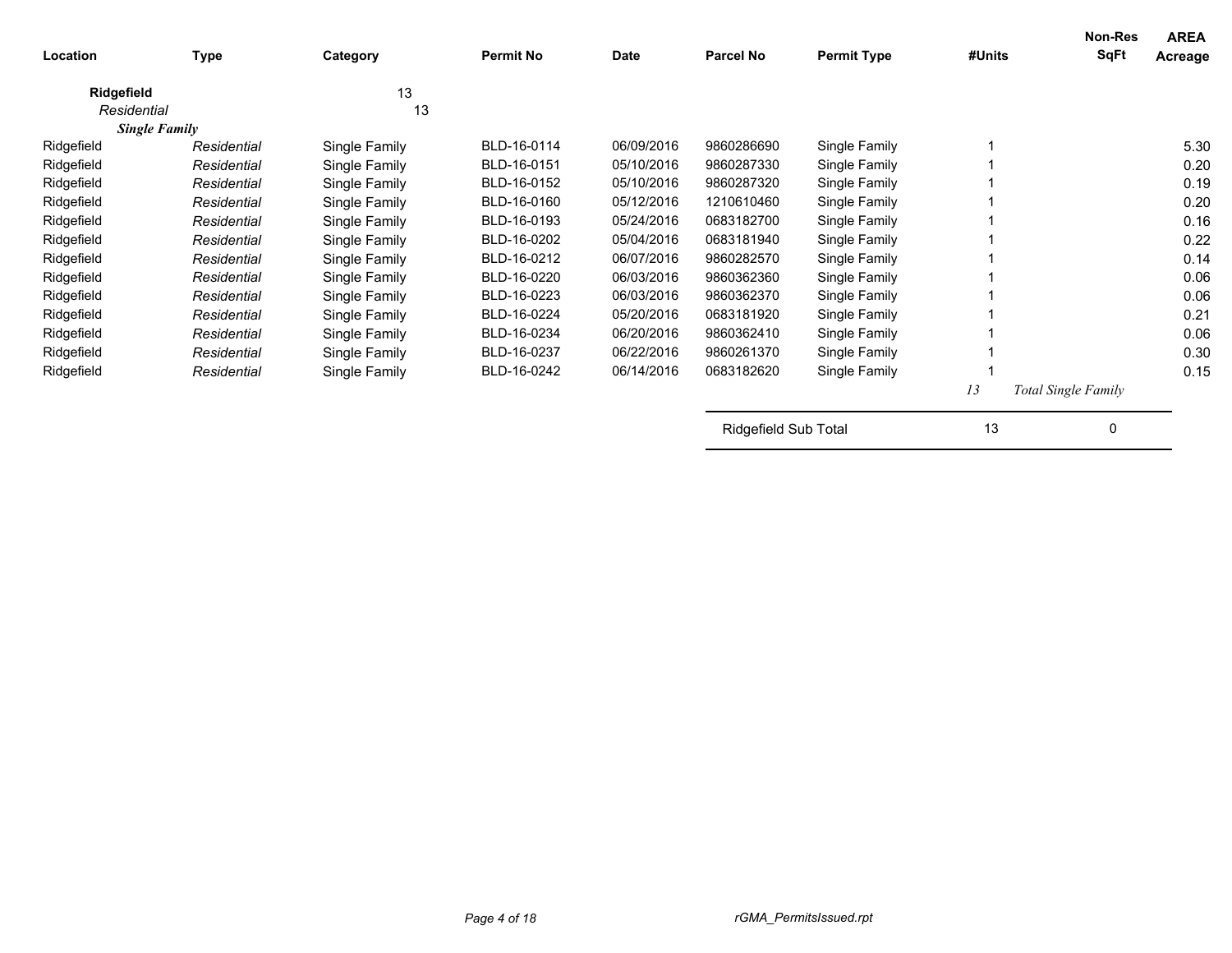| Location | Type | Category | Permit No | Date | Parcel No | Permit Type | #Units | Non-Res SqFt | AREA Acreage |
|---|---|---|---|---|---|---|---|---|---|
| **Ridgefield** | | 13 | | | | | | | |
| *Residential* | | 13 | | | | | | | |
| ***Single Family*** | | | | | | | | | |
| Ridgefield | *Residential* | Single Family | BLD-16-0114 | 06/09/2016 | 9860286690 | Single Family | 1 | | 5.30 |
| Ridgefield | *Residential* | Single Family | BLD-16-0151 | 05/10/2016 | 9860287330 | Single Family | 1 | | 0.20 |
| Ridgefield | *Residential* | Single Family | BLD-16-0152 | 05/10/2016 | 9860287320 | Single Family | 1 | | 0.19 |
| Ridgefield | *Residential* | Single Family | BLD-16-0160 | 05/12/2016 | 1210610460 | Single Family | 1 | | 0.20 |
| Ridgefield | *Residential* | Single Family | BLD-16-0193 | 05/24/2016 | 0683182700 | Single Family | 1 | | 0.16 |
| Ridgefield | *Residential* | Single Family | BLD-16-0202 | 05/04/2016 | 0683181940 | Single Family | 1 | | 0.22 |
| Ridgefield | *Residential* | Single Family | BLD-16-0212 | 06/07/2016 | 9860282570 | Single Family | 1 | | 0.14 |
| Ridgefield | *Residential* | Single Family | BLD-16-0220 | 06/03/2016 | 9860362360 | Single Family | 1 | | 0.06 |
| Ridgefield | *Residential* | Single Family | BLD-16-0223 | 06/03/2016 | 9860362370 | Single Family | 1 | | 0.06 |
| Ridgefield | *Residential* | Single Family | BLD-16-0224 | 05/20/2016 | 0683181920 | Single Family | 1 | | 0.21 |
| Ridgefield | *Residential* | Single Family | BLD-16-0234 | 06/20/2016 | 9860362410 | Single Family | 1 | | 0.06 |
| Ridgefield | *Residential* | Single Family | BLD-16-0237 | 06/22/2016 | 9860261370 | Single Family | 1 | | 0.30 |
| Ridgefield | *Residential* | Single Family | BLD-16-0242 | 06/14/2016 | 0683182620 | Single Family | 1 | | 0.15 |
| | | | | | | | *13* | *Total Single Family* | |
| | | | | | Ridgefield Sub Total | | 13 | 0 | |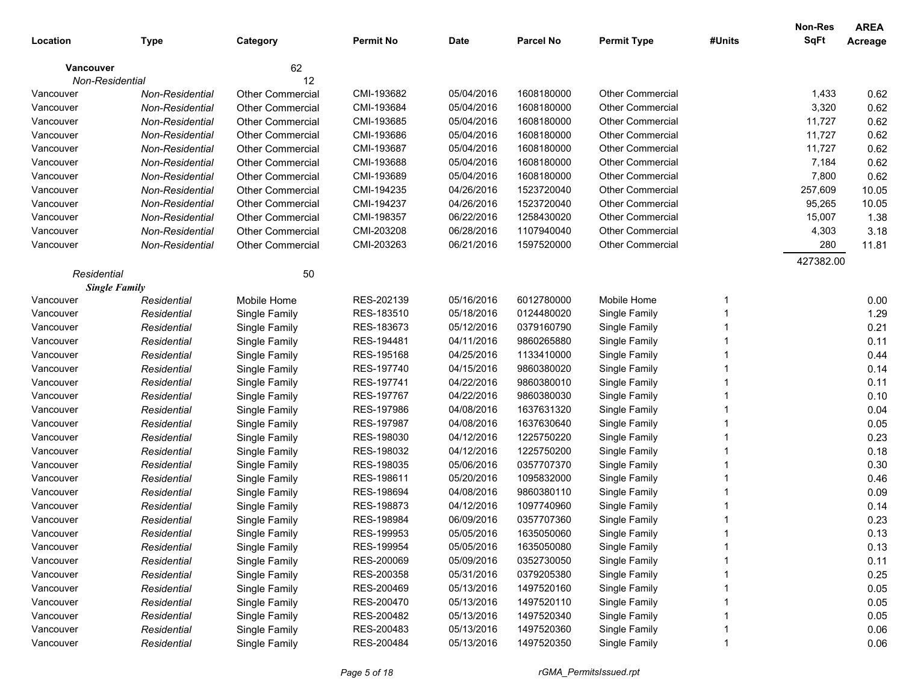| Location | Type | Category | Permit No | Date | Parcel No | Permit Type | #Units | Non-Res SqFt | AREA Acreage |
|---|---|---|---|---|---|---|---|---|---|
| **Vancouver** | | 62 | | | | | | | |
| *Non-Residential* | | 12 | | | | | | | |
| Vancouver | *Non-Residential* | Other Commercial | CMI-193682 | 05/04/2016 | 1608180000 | Other Commercial | | 1,433 | 0.62 |
| Vancouver | *Non-Residential* | Other Commercial | CMI-193684 | 05/04/2016 | 1608180000 | Other Commercial | | 3,320 | 0.62 |
| Vancouver | *Non-Residential* | Other Commercial | CMI-193685 | 05/04/2016 | 1608180000 | Other Commercial | | 11,727 | 0.62 |
| Vancouver | *Non-Residential* | Other Commercial | CMI-193686 | 05/04/2016 | 1608180000 | Other Commercial | | 11,727 | 0.62 |
| Vancouver | *Non-Residential* | Other Commercial | CMI-193687 | 05/04/2016 | 1608180000 | Other Commercial | | 11,727 | 0.62 |
| Vancouver | *Non-Residential* | Other Commercial | CMI-193688 | 05/04/2016 | 1608180000 | Other Commercial | | 7,184 | 0.62 |
| Vancouver | *Non-Residential* | Other Commercial | CMI-193689 | 05/04/2016 | 1608180000 | Other Commercial | | 7,800 | 0.62 |
| Vancouver | *Non-Residential* | Other Commercial | CMI-194235 | 04/26/2016 | 1523720040 | Other Commercial | | 257,609 | 10.05 |
| Vancouver | *Non-Residential* | Other Commercial | CMI-194237 | 04/26/2016 | 1523720040 | Other Commercial | | 95,265 | 10.05 |
| Vancouver | *Non-Residential* | Other Commercial | CMI-198357 | 06/22/2016 | 1258430020 | Other Commercial | | 15,007 | 1.38 |
| Vancouver | *Non-Residential* | Other Commercial | CMI-203208 | 06/28/2016 | 1107940040 | Other Commercial | | 4,303 | 3.18 |
| Vancouver | *Non-Residential* | Other Commercial | CMI-203263 | 06/21/2016 | 1597520000 | Other Commercial | | 280 | 11.81 |
| | | | | | | | | 427382.00 | |
| *Residential* | | 50 | | | | | | | |
| ***Single Family*** | | | | | | | | | |
| Vancouver | *Residential* | Mobile Home | RES-202139 | 05/16/2016 | 6012780000 | Mobile Home | 1 | | 0.00 |
| Vancouver | *Residential* | Single Family | RES-183510 | 05/18/2016 | 0124480020 | Single Family | 1 | | 1.29 |
| Vancouver | *Residential* | Single Family | RES-183673 | 05/12/2016 | 0379160790 | Single Family | 1 | | 0.21 |
| Vancouver | *Residential* | Single Family | RES-194481 | 04/11/2016 | 9860265880 | Single Family | 1 | | 0.11 |
| Vancouver | *Residential* | Single Family | RES-195168 | 04/25/2016 | 1133410000 | Single Family | 1 | | 0.44 |
| Vancouver | *Residential* | Single Family | RES-197740 | 04/15/2016 | 9860380020 | Single Family | 1 | | 0.14 |
| Vancouver | *Residential* | Single Family | RES-197741 | 04/22/2016 | 9860380010 | Single Family | 1 | | 0.11 |
| Vancouver | *Residential* | Single Family | RES-197767 | 04/22/2016 | 9860380030 | Single Family | 1 | | 0.10 |
| Vancouver | *Residential* | Single Family | RES-197986 | 04/08/2016 | 1637631320 | Single Family | 1 | | 0.04 |
| Vancouver | *Residential* | Single Family | RES-197987 | 04/08/2016 | 1637630640 | Single Family | 1 | | 0.05 |
| Vancouver | *Residential* | Single Family | RES-198030 | 04/12/2016 | 1225750220 | Single Family | 1 | | 0.23 |
| Vancouver | *Residential* | Single Family | RES-198032 | 04/12/2016 | 1225750200 | Single Family | 1 | | 0.18 |
| Vancouver | *Residential* | Single Family | RES-198035 | 05/06/2016 | 0357707370 | Single Family | 1 | | 0.30 |
| Vancouver | *Residential* | Single Family | RES-198611 | 05/20/2016 | 1095832000 | Single Family | 1 | | 0.46 |
| Vancouver | *Residential* | Single Family | RES-198694 | 04/08/2016 | 9860380110 | Single Family | 1 | | 0.09 |
| Vancouver | *Residential* | Single Family | RES-198873 | 04/12/2016 | 1097740960 | Single Family | 1 | | 0.14 |
| Vancouver | *Residential* | Single Family | RES-198984 | 06/09/2016 | 0357707360 | Single Family | 1 | | 0.23 |
| Vancouver | *Residential* | Single Family | RES-199953 | 05/05/2016 | 1635050060 | Single Family | 1 | | 0.13 |
| Vancouver | *Residential* | Single Family | RES-199954 | 05/05/2016 | 1635050080 | Single Family | 1 | | 0.13 |
| Vancouver | *Residential* | Single Family | RES-200069 | 05/09/2016 | 0352730050 | Single Family | 1 | | 0.11 |
| Vancouver | *Residential* | Single Family | RES-200358 | 05/31/2016 | 0379205380 | Single Family | 1 | | 0.25 |
| Vancouver | *Residential* | Single Family | RES-200469 | 05/13/2016 | 1497520160 | Single Family | 1 | | 0.05 |
| Vancouver | *Residential* | Single Family | RES-200470 | 05/13/2016 | 1497520110 | Single Family | 1 | | 0.05 |
| Vancouver | *Residential* | Single Family | RES-200482 | 05/13/2016 | 1497520340 | Single Family | 1 | | 0.05 |
| Vancouver | *Residential* | Single Family | RES-200483 | 05/13/2016 | 1497520360 | Single Family | 1 | | 0.06 |
| Vancouver | *Residential* | Single Family | RES-200484 | 05/13/2016 | 1497520350 | Single Family | 1 | | 0.06 |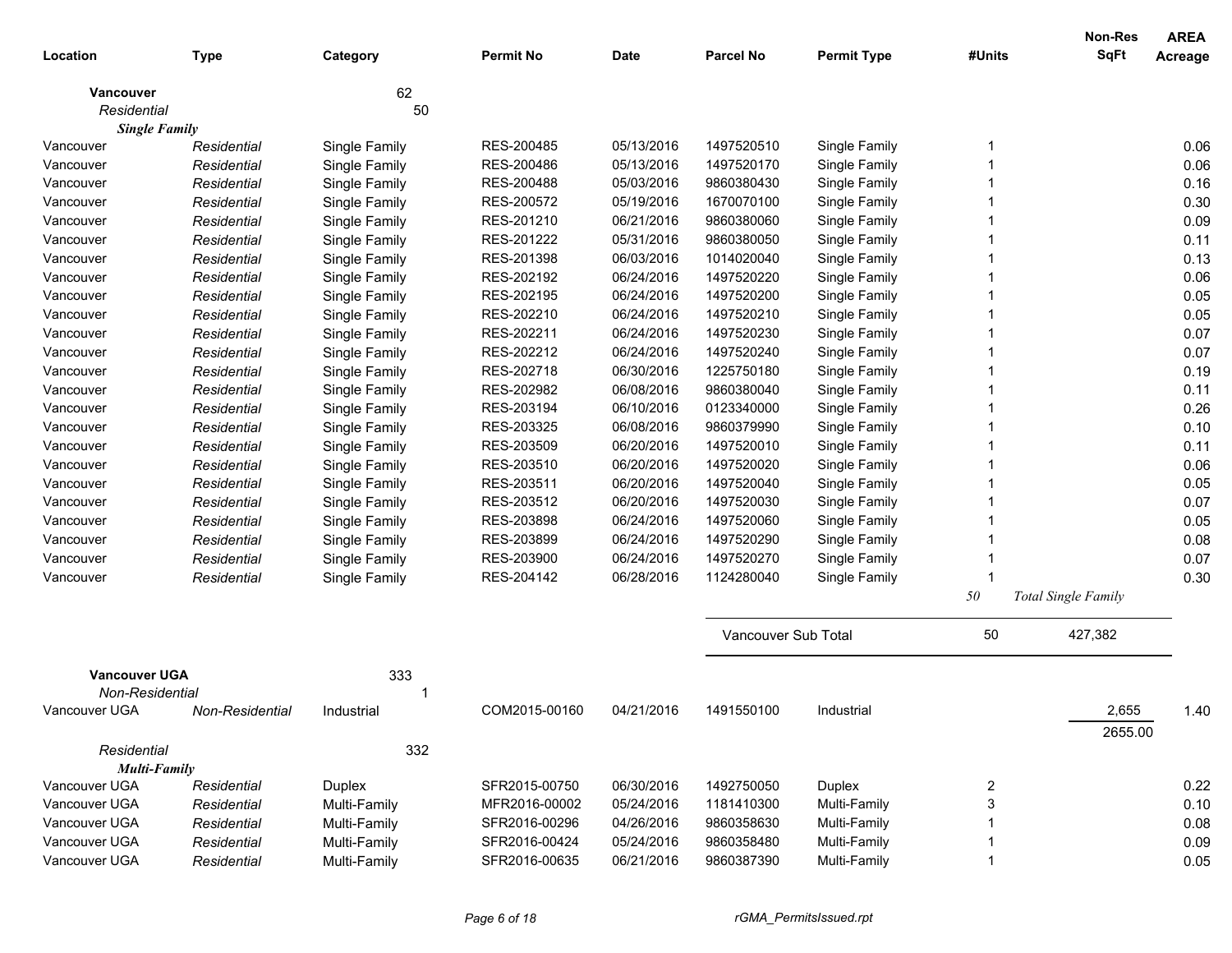| Location | Type | Category | Permit No | Date | Parcel No | Permit Type | #Units | Non-Res SqFt | AREA Acreage |
|---|---|---|---|---|---|---|---|---|---|
| **Vancouver** | | 62 | | | | | | | |
| *Residential* | | 50 | | | | | | | |
| ***Single Family*** | | | | | | | | | |
| Vancouver | *Residential* | Single Family | RES-200485 | 05/13/2016 | 1497520510 | Single Family | 1 | | 0.06 |
| Vancouver | *Residential* | Single Family | RES-200486 | 05/13/2016 | 1497520170 | Single Family | 1 | | 0.06 |
| Vancouver | *Residential* | Single Family | RES-200488 | 05/03/2016 | 9860380430 | Single Family | 1 | | 0.16 |
| Vancouver | *Residential* | Single Family | RES-200572 | 05/19/2016 | 1670070100 | Single Family | 1 | | 0.30 |
| Vancouver | *Residential* | Single Family | RES-201210 | 06/21/2016 | 9860380060 | Single Family | 1 | | 0.09 |
| Vancouver | *Residential* | Single Family | RES-201222 | 05/31/2016 | 9860380050 | Single Family | 1 | | 0.11 |
| Vancouver | *Residential* | Single Family | RES-201398 | 06/03/2016 | 1014020040 | Single Family | 1 | | 0.13 |
| Vancouver | *Residential* | Single Family | RES-202192 | 06/24/2016 | 1497520220 | Single Family | 1 | | 0.06 |
| Vancouver | *Residential* | Single Family | RES-202195 | 06/24/2016 | 1497520200 | Single Family | 1 | | 0.05 |
| Vancouver | *Residential* | Single Family | RES-202210 | 06/24/2016 | 1497520210 | Single Family | 1 | | 0.05 |
| Vancouver | *Residential* | Single Family | RES-202211 | 06/24/2016 | 1497520230 | Single Family | 1 | | 0.07 |
| Vancouver | *Residential* | Single Family | RES-202212 | 06/24/2016 | 1497520240 | Single Family | 1 | | 0.07 |
| Vancouver | *Residential* | Single Family | RES-202718 | 06/30/2016 | 1225750180 | Single Family | 1 | | 0.19 |
| Vancouver | *Residential* | Single Family | RES-202982 | 06/08/2016 | 9860380040 | Single Family | 1 | | 0.11 |
| Vancouver | *Residential* | Single Family | RES-203194 | 06/10/2016 | 0123340000 | Single Family | 1 | | 0.26 |
| Vancouver | *Residential* | Single Family | RES-203325 | 06/08/2016 | 9860379990 | Single Family | 1 | | 0.10 |
| Vancouver | *Residential* | Single Family | RES-203509 | 06/20/2016 | 1497520010 | Single Family | 1 | | 0.11 |
| Vancouver | *Residential* | Single Family | RES-203510 | 06/20/2016 | 1497520020 | Single Family | 1 | | 0.06 |
| Vancouver | *Residential* | Single Family | RES-203511 | 06/20/2016 | 1497520040 | Single Family | 1 | | 0.05 |
| Vancouver | *Residential* | Single Family | RES-203512 | 06/20/2016 | 1497520030 | Single Family | 1 | | 0.07 |
| Vancouver | *Residential* | Single Family | RES-203898 | 06/24/2016 | 1497520060 | Single Family | 1 | | 0.05 |
| Vancouver | *Residential* | Single Family | RES-203899 | 06/24/2016 | 1497520290 | Single Family | 1 | | 0.08 |
| Vancouver | *Residential* | Single Family | RES-203900 | 06/24/2016 | 1497520270 | Single Family | 1 | | 0.07 |
| Vancouver | *Residential* | Single Family | RES-204142 | 06/28/2016 | 1124280040 | Single Family | 1 | | 0.30 |
| | | | | | | | *50* | *Total Single Family* | |
| | | | | | Vancouver Sub Total | | 50 | 427,382 | |
| **Vancouver UGA** | | 333 | | | | | | | |
| *Non-Residential* | | 1 | | | | | | | |
| Vancouver UGA | *Non-Residential* | Industrial | COM2015-00160 | 04/21/2016 | 1491550100 | Industrial | | 2,655 | 1.40 |
| | | | | | | | | 2655.00 | |
| *Residential* | | 332 | | | | | | | |
| ***Multi-Family*** | | | | | | | | | |
| Vancouver UGA | *Residential* | Duplex | SFR2015-00750 | 06/30/2016 | 1492750050 | Duplex | 2 | | 0.22 |
| Vancouver UGA | *Residential* | Multi-Family | MFR2016-00002 | 05/24/2016 | 1181410300 | Multi-Family | 3 | | 0.10 |
| Vancouver UGA | *Residential* | Multi-Family | SFR2016-00296 | 04/26/2016 | 9860358630 | Multi-Family | 1 | | 0.08 |
| Vancouver UGA | *Residential* | Multi-Family | SFR2016-00424 | 05/24/2016 | 9860358480 | Multi-Family | 1 | | 0.09 |
| Vancouver UGA | *Residential* | Multi-Family | SFR2016-00635 | 06/21/2016 | 9860387390 | Multi-Family | 1 | | 0.05 |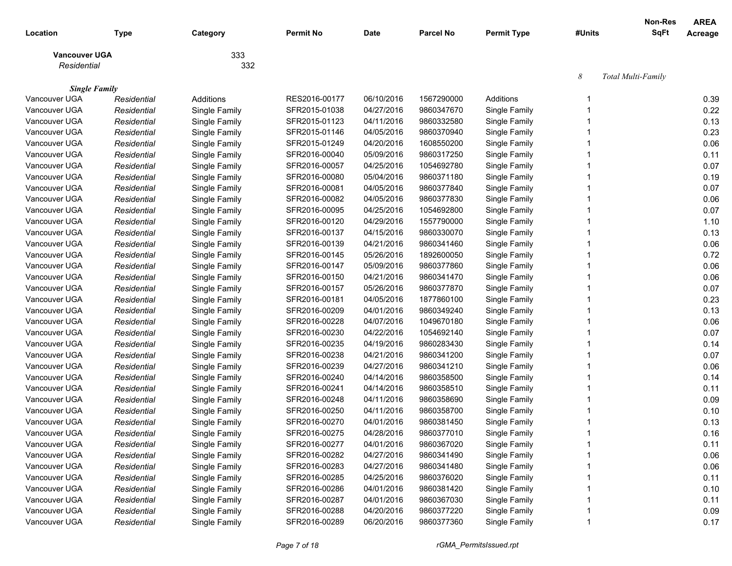| Location | Type | Category | Permit No | Date | Parcel No | Permit Type | #Units | Non-Res SqFt | AREA Acreage |
|---|---|---|---|---|---|---|---|---|---|
| **Vancouver UGA** | | 333 | | | | | | | |
| *Residential* | | 332 | | | | | | | |
| | | | | | | | *8* | *Total Multi-Family* | |
| ***Single Family*** | | | | | | | | | |
| Vancouver UGA | *Residential* | Additions | RES2016-00177 | 06/10/2016 | 1567290000 | Additions | 1 | | 0.39 |
| Vancouver UGA | *Residential* | Single Family | SFR2015-01038 | 04/27/2016 | 9860347670 | Single Family | 1 | | 0.22 |
| Vancouver UGA | *Residential* | Single Family | SFR2015-01123 | 04/11/2016 | 9860332580 | Single Family | 1 | | 0.13 |
| Vancouver UGA | *Residential* | Single Family | SFR2015-01146 | 04/05/2016 | 9860370940 | Single Family | 1 | | 0.23 |
| Vancouver UGA | *Residential* | Single Family | SFR2015-01249 | 04/20/2016 | 1608550200 | Single Family | 1 | | 0.06 |
| Vancouver UGA | *Residential* | Single Family | SFR2016-00040 | 05/09/2016 | 9860317250 | Single Family | 1 | | 0.11 |
| Vancouver UGA | *Residential* | Single Family | SFR2016-00057 | 04/25/2016 | 1054692780 | Single Family | 1 | | 0.07 |
| Vancouver UGA | *Residential* | Single Family | SFR2016-00080 | 05/04/2016 | 9860371180 | Single Family | 1 | | 0.19 |
| Vancouver UGA | *Residential* | Single Family | SFR2016-00081 | 04/05/2016 | 9860377840 | Single Family | 1 | | 0.07 |
| Vancouver UGA | *Residential* | Single Family | SFR2016-00082 | 04/05/2016 | 9860377830 | Single Family | 1 | | 0.06 |
| Vancouver UGA | *Residential* | Single Family | SFR2016-00095 | 04/25/2016 | 1054692800 | Single Family | 1 | | 0.07 |
| Vancouver UGA | *Residential* | Single Family | SFR2016-00120 | 04/29/2016 | 1557790000 | Single Family | 1 | | 1.10 |
| Vancouver UGA | *Residential* | Single Family | SFR2016-00137 | 04/15/2016 | 9860330070 | Single Family | 1 | | 0.13 |
| Vancouver UGA | *Residential* | Single Family | SFR2016-00139 | 04/21/2016 | 9860341460 | Single Family | 1 | | 0.06 |
| Vancouver UGA | *Residential* | Single Family | SFR2016-00145 | 05/26/2016 | 1892600050 | Single Family | 1 | | 0.72 |
| Vancouver UGA | *Residential* | Single Family | SFR2016-00147 | 05/09/2016 | 9860377860 | Single Family | 1 | | 0.06 |
| Vancouver UGA | *Residential* | Single Family | SFR2016-00150 | 04/21/2016 | 9860341470 | Single Family | 1 | | 0.06 |
| Vancouver UGA | *Residential* | Single Family | SFR2016-00157 | 05/26/2016 | 9860377870 | Single Family | 1 | | 0.07 |
| Vancouver UGA | *Residential* | Single Family | SFR2016-00181 | 04/05/2016 | 1877860100 | Single Family | 1 | | 0.23 |
| Vancouver UGA | *Residential* | Single Family | SFR2016-00209 | 04/01/2016 | 9860349240 | Single Family | 1 | | 0.13 |
| Vancouver UGA | *Residential* | Single Family | SFR2016-00228 | 04/07/2016 | 1049670180 | Single Family | 1 | | 0.06 |
| Vancouver UGA | *Residential* | Single Family | SFR2016-00230 | 04/22/2016 | 1054692140 | Single Family | 1 | | 0.07 |
| Vancouver UGA | *Residential* | Single Family | SFR2016-00235 | 04/19/2016 | 9860283430 | Single Family | 1 | | 0.14 |
| Vancouver UGA | *Residential* | Single Family | SFR2016-00238 | 04/21/2016 | 9860341200 | Single Family | 1 | | 0.07 |
| Vancouver UGA | *Residential* | Single Family | SFR2016-00239 | 04/27/2016 | 9860341210 | Single Family | 1 | | 0.06 |
| Vancouver UGA | *Residential* | Single Family | SFR2016-00240 | 04/14/2016 | 9860358500 | Single Family | 1 | | 0.14 |
| Vancouver UGA | *Residential* | Single Family | SFR2016-00241 | 04/14/2016 | 9860358510 | Single Family | 1 | | 0.11 |
| Vancouver UGA | *Residential* | Single Family | SFR2016-00248 | 04/11/2016 | 9860358690 | Single Family | 1 | | 0.09 |
| Vancouver UGA | *Residential* | Single Family | SFR2016-00250 | 04/11/2016 | 9860358700 | Single Family | 1 | | 0.10 |
| Vancouver UGA | *Residential* | Single Family | SFR2016-00270 | 04/01/2016 | 9860381450 | Single Family | 1 | | 0.13 |
| Vancouver UGA | *Residential* | Single Family | SFR2016-00275 | 04/28/2016 | 9860377010 | Single Family | 1 | | 0.16 |
| Vancouver UGA | *Residential* | Single Family | SFR2016-00277 | 04/01/2016 | 9860367020 | Single Family | 1 | | 0.11 |
| Vancouver UGA | *Residential* | Single Family | SFR2016-00282 | 04/27/2016 | 9860341490 | Single Family | 1 | | 0.06 |
| Vancouver UGA | *Residential* | Single Family | SFR2016-00283 | 04/27/2016 | 9860341480 | Single Family | 1 | | 0.06 |
| Vancouver UGA | *Residential* | Single Family | SFR2016-00285 | 04/25/2016 | 9860376020 | Single Family | 1 | | 0.11 |
| Vancouver UGA | *Residential* | Single Family | SFR2016-00286 | 04/01/2016 | 9860381420 | Single Family | 1 | | 0.10 |
| Vancouver UGA | *Residential* | Single Family | SFR2016-00287 | 04/01/2016 | 9860367030 | Single Family | 1 | | 0.11 |
| Vancouver UGA | *Residential* | Single Family | SFR2016-00288 | 04/20/2016 | 9860377220 | Single Family | 1 | | 0.09 |
| Vancouver UGA | *Residential* | Single Family | SFR2016-00289 | 06/20/2016 | 9860377360 | Single Family | 1 | | 0.17 |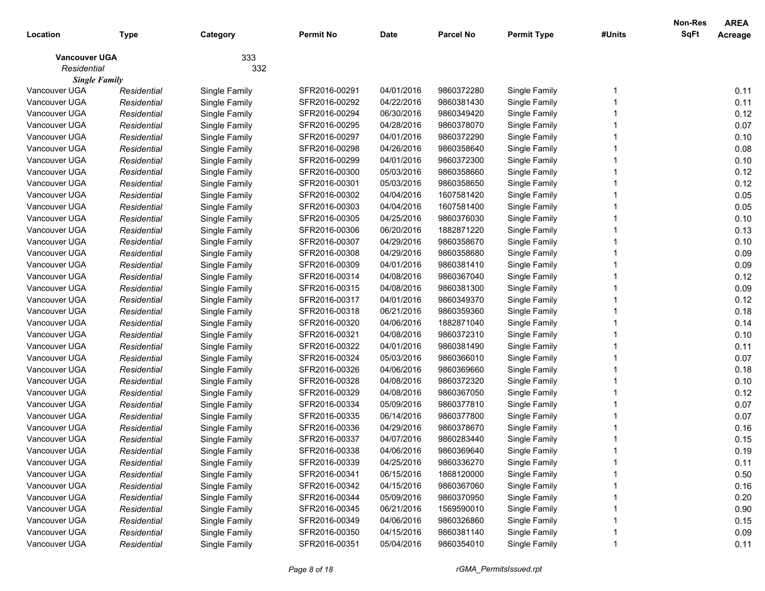| Location | Type | Category | Permit No | Date | Parcel No | Permit Type | #Units | Non-Res SqFt | AREA Acreage |
|---|---|---|---|---|---|---|---|---|---|
| **Vancouver UGA** | | 333 | | | | | | | |
| *Residential* | | 332 | | | | | | | |
| ***Single Family*** | | | | | | | | | |
| Vancouver UGA | *Residential* | Single Family | SFR2016-00291 | 04/01/2016 | 9860372280 | Single Family | 1 | | 0.11 |
| Vancouver UGA | *Residential* | Single Family | SFR2016-00292 | 04/22/2016 | 9860381430 | Single Family | 1 | | 0.11 |
| Vancouver UGA | *Residential* | Single Family | SFR2016-00294 | 06/30/2016 | 9860349420 | Single Family | 1 | | 0.12 |
| Vancouver UGA | *Residential* | Single Family | SFR2016-00295 | 04/28/2016 | 9860378070 | Single Family | 1 | | 0.07 |
| Vancouver UGA | *Residential* | Single Family | SFR2016-00297 | 04/01/2016 | 9860372290 | Single Family | 1 | | 0.10 |
| Vancouver UGA | *Residential* | Single Family | SFR2016-00298 | 04/26/2016 | 9860358640 | Single Family | 1 | | 0.08 |
| Vancouver UGA | *Residential* | Single Family | SFR2016-00299 | 04/01/2016 | 9860372300 | Single Family | 1 | | 0.10 |
| Vancouver UGA | *Residential* | Single Family | SFR2016-00300 | 05/03/2016 | 9860358660 | Single Family | 1 | | 0.12 |
| Vancouver UGA | *Residential* | Single Family | SFR2016-00301 | 05/03/2016 | 9860358650 | Single Family | 1 | | 0.12 |
| Vancouver UGA | *Residential* | Single Family | SFR2016-00302 | 04/04/2016 | 1607581420 | Single Family | 1 | | 0.05 |
| Vancouver UGA | *Residential* | Single Family | SFR2016-00303 | 04/04/2016 | 1607581400 | Single Family | 1 | | 0.05 |
| Vancouver UGA | *Residential* | Single Family | SFR2016-00305 | 04/25/2016 | 9860376030 | Single Family | 1 | | 0.10 |
| Vancouver UGA | *Residential* | Single Family | SFR2016-00306 | 06/20/2016 | 1882871220 | Single Family | 1 | | 0.13 |
| Vancouver UGA | *Residential* | Single Family | SFR2016-00307 | 04/29/2016 | 9860358670 | Single Family | 1 | | 0.10 |
| Vancouver UGA | *Residential* | Single Family | SFR2016-00308 | 04/29/2016 | 9860358680 | Single Family | 1 | | 0.09 |
| Vancouver UGA | *Residential* | Single Family | SFR2016-00309 | 04/01/2016 | 9860381410 | Single Family | 1 | | 0.09 |
| Vancouver UGA | *Residential* | Single Family | SFR2016-00314 | 04/08/2016 | 9860367040 | Single Family | 1 | | 0.12 |
| Vancouver UGA | *Residential* | Single Family | SFR2016-00315 | 04/08/2016 | 9860381300 | Single Family | 1 | | 0.09 |
| Vancouver UGA | *Residential* | Single Family | SFR2016-00317 | 04/01/2016 | 9860349370 | Single Family | 1 | | 0.12 |
| Vancouver UGA | *Residential* | Single Family | SFR2016-00318 | 06/21/2016 | 9860359360 | Single Family | 1 | | 0.18 |
| Vancouver UGA | *Residential* | Single Family | SFR2016-00320 | 04/06/2016 | 1882871040 | Single Family | 1 | | 0.14 |
| Vancouver UGA | *Residential* | Single Family | SFR2016-00321 | 04/08/2016 | 9860372310 | Single Family | 1 | | 0.10 |
| Vancouver UGA | *Residential* | Single Family | SFR2016-00322 | 04/01/2016 | 9860381490 | Single Family | 1 | | 0.11 |
| Vancouver UGA | *Residential* | Single Family | SFR2016-00324 | 05/03/2016 | 9860366010 | Single Family | 1 | | 0.07 |
| Vancouver UGA | *Residential* | Single Family | SFR2016-00326 | 04/06/2016 | 9860369660 | Single Family | 1 | | 0.18 |
| Vancouver UGA | *Residential* | Single Family | SFR2016-00328 | 04/08/2016 | 9860372320 | Single Family | 1 | | 0.10 |
| Vancouver UGA | *Residential* | Single Family | SFR2016-00329 | 04/08/2016 | 9860367050 | Single Family | 1 | | 0.12 |
| Vancouver UGA | *Residential* | Single Family | SFR2016-00334 | 05/09/2016 | 9860377810 | Single Family | 1 | | 0.07 |
| Vancouver UGA | *Residential* | Single Family | SFR2016-00335 | 06/14/2016 | 9860377800 | Single Family | 1 | | 0.07 |
| Vancouver UGA | *Residential* | Single Family | SFR2016-00336 | 04/29/2016 | 9860378670 | Single Family | 1 | | 0.16 |
| Vancouver UGA | *Residential* | Single Family | SFR2016-00337 | 04/07/2016 | 9860283440 | Single Family | 1 | | 0.15 |
| Vancouver UGA | *Residential* | Single Family | SFR2016-00338 | 04/06/2016 | 9860369640 | Single Family | 1 | | 0.19 |
| Vancouver UGA | *Residential* | Single Family | SFR2016-00339 | 04/25/2016 | 9860336270 | Single Family | 1 | | 0.11 |
| Vancouver UGA | *Residential* | Single Family | SFR2016-00341 | 06/15/2016 | 1868120000 | Single Family | 1 | | 0.50 |
| Vancouver UGA | *Residential* | Single Family | SFR2016-00342 | 04/15/2016 | 9860367060 | Single Family | 1 | | 0.16 |
| Vancouver UGA | *Residential* | Single Family | SFR2016-00344 | 05/09/2016 | 9860370950 | Single Family | 1 | | 0.20 |
| Vancouver UGA | *Residential* | Single Family | SFR2016-00345 | 06/21/2016 | 1569590010 | Single Family | 1 | | 0.90 |
| Vancouver UGA | *Residential* | Single Family | SFR2016-00349 | 04/06/2016 | 9860326860 | Single Family | 1 | | 0.15 |
| Vancouver UGA | *Residential* | Single Family | SFR2016-00350 | 04/15/2016 | 9860381140 | Single Family | 1 | | 0.09 |
| Vancouver UGA | *Residential* | Single Family | SFR2016-00351 | 05/04/2016 | 9860354010 | Single Family | 1 | | 0.11 |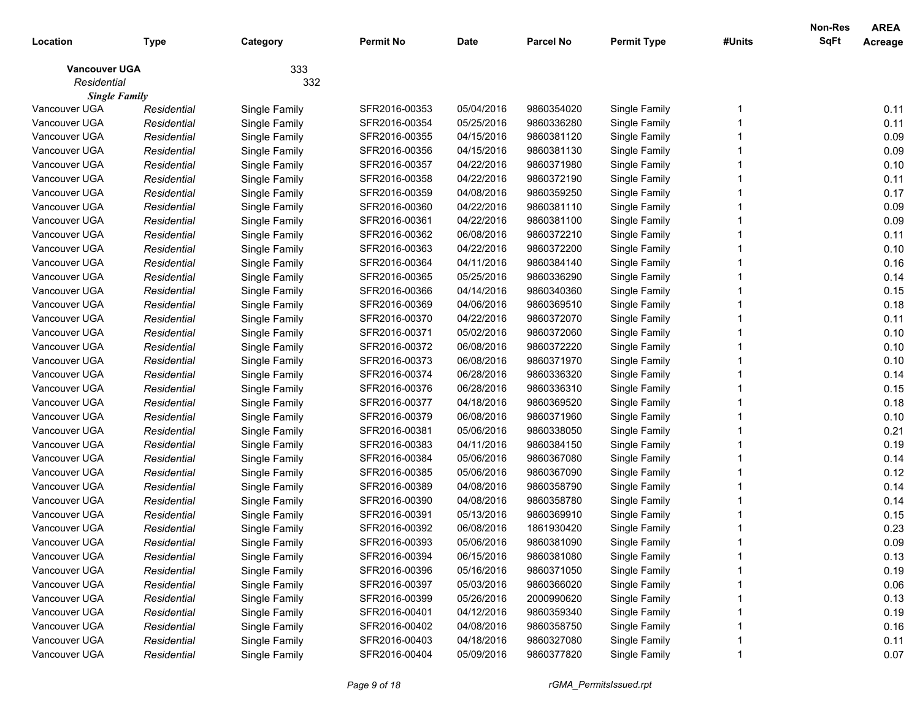| Location | Type | Category | Permit No | Date | Parcel No | Permit Type | #Units | Non-Res SqFt | AREA Acreage |
|---|---|---|---|---|---|---|---|---|---|
| **Vancouver UGA** | | 333 | | | | | | | |
| *Residential* | | 332 | | | | | | | |
| ***Single Family*** | | | | | | | | | |
| Vancouver UGA | *Residential* | Single Family | SFR2016-00353 | 05/04/2016 | 9860354020 | Single Family | 1 | | 0.11 |
| Vancouver UGA | *Residential* | Single Family | SFR2016-00354 | 05/25/2016 | 9860336280 | Single Family | 1 | | 0.11 |
| Vancouver UGA | *Residential* | Single Family | SFR2016-00355 | 04/15/2016 | 9860381120 | Single Family | 1 | | 0.09 |
| Vancouver UGA | *Residential* | Single Family | SFR2016-00356 | 04/15/2016 | 9860381130 | Single Family | 1 | | 0.09 |
| Vancouver UGA | *Residential* | Single Family | SFR2016-00357 | 04/22/2016 | 9860371980 | Single Family | 1 | | 0.10 |
| Vancouver UGA | *Residential* | Single Family | SFR2016-00358 | 04/22/2016 | 9860372190 | Single Family | 1 | | 0.11 |
| Vancouver UGA | *Residential* | Single Family | SFR2016-00359 | 04/08/2016 | 9860359250 | Single Family | 1 | | 0.17 |
| Vancouver UGA | *Residential* | Single Family | SFR2016-00360 | 04/22/2016 | 9860381110 | Single Family | 1 | | 0.09 |
| Vancouver UGA | *Residential* | Single Family | SFR2016-00361 | 04/22/2016 | 9860381100 | Single Family | 1 | | 0.09 |
| Vancouver UGA | *Residential* | Single Family | SFR2016-00362 | 06/08/2016 | 9860372210 | Single Family | 1 | | 0.11 |
| Vancouver UGA | *Residential* | Single Family | SFR2016-00363 | 04/22/2016 | 9860372200 | Single Family | 1 | | 0.10 |
| Vancouver UGA | *Residential* | Single Family | SFR2016-00364 | 04/11/2016 | 9860384140 | Single Family | 1 | | 0.16 |
| Vancouver UGA | *Residential* | Single Family | SFR2016-00365 | 05/25/2016 | 9860336290 | Single Family | 1 | | 0.14 |
| Vancouver UGA | *Residential* | Single Family | SFR2016-00366 | 04/14/2016 | 9860340360 | Single Family | 1 | | 0.15 |
| Vancouver UGA | *Residential* | Single Family | SFR2016-00369 | 04/06/2016 | 9860369510 | Single Family | 1 | | 0.18 |
| Vancouver UGA | *Residential* | Single Family | SFR2016-00370 | 04/22/2016 | 9860372070 | Single Family | 1 | | 0.11 |
| Vancouver UGA | *Residential* | Single Family | SFR2016-00371 | 05/02/2016 | 9860372060 | Single Family | 1 | | 0.10 |
| Vancouver UGA | *Residential* | Single Family | SFR2016-00372 | 06/08/2016 | 9860372220 | Single Family | 1 | | 0.10 |
| Vancouver UGA | *Residential* | Single Family | SFR2016-00373 | 06/08/2016 | 9860371970 | Single Family | 1 | | 0.10 |
| Vancouver UGA | *Residential* | Single Family | SFR2016-00374 | 06/28/2016 | 9860336320 | Single Family | 1 | | 0.14 |
| Vancouver UGA | *Residential* | Single Family | SFR2016-00376 | 06/28/2016 | 9860336310 | Single Family | 1 | | 0.15 |
| Vancouver UGA | *Residential* | Single Family | SFR2016-00377 | 04/18/2016 | 9860369520 | Single Family | 1 | | 0.18 |
| Vancouver UGA | *Residential* | Single Family | SFR2016-00379 | 06/08/2016 | 9860371960 | Single Family | 1 | | 0.10 |
| Vancouver UGA | *Residential* | Single Family | SFR2016-00381 | 05/06/2016 | 9860338050 | Single Family | 1 | | 0.21 |
| Vancouver UGA | *Residential* | Single Family | SFR2016-00383 | 04/11/2016 | 9860384150 | Single Family | 1 | | 0.19 |
| Vancouver UGA | *Residential* | Single Family | SFR2016-00384 | 05/06/2016 | 9860367080 | Single Family | 1 | | 0.14 |
| Vancouver UGA | *Residential* | Single Family | SFR2016-00385 | 05/06/2016 | 9860367090 | Single Family | 1 | | 0.12 |
| Vancouver UGA | *Residential* | Single Family | SFR2016-00389 | 04/08/2016 | 9860358790 | Single Family | 1 | | 0.14 |
| Vancouver UGA | *Residential* | Single Family | SFR2016-00390 | 04/08/2016 | 9860358780 | Single Family | 1 | | 0.14 |
| Vancouver UGA | *Residential* | Single Family | SFR2016-00391 | 05/13/2016 | 9860369910 | Single Family | 1 | | 0.15 |
| Vancouver UGA | *Residential* | Single Family | SFR2016-00392 | 06/08/2016 | 1861930420 | Single Family | 1 | | 0.23 |
| Vancouver UGA | *Residential* | Single Family | SFR2016-00393 | 05/06/2016 | 9860381090 | Single Family | 1 | | 0.09 |
| Vancouver UGA | *Residential* | Single Family | SFR2016-00394 | 06/15/2016 | 9860381080 | Single Family | 1 | | 0.13 |
| Vancouver UGA | *Residential* | Single Family | SFR2016-00396 | 05/16/2016 | 9860371050 | Single Family | 1 | | 0.19 |
| Vancouver UGA | *Residential* | Single Family | SFR2016-00397 | 05/03/2016 | 9860366020 | Single Family | 1 | | 0.06 |
| Vancouver UGA | *Residential* | Single Family | SFR2016-00399 | 05/26/2016 | 2000990620 | Single Family | 1 | | 0.13 |
| Vancouver UGA | *Residential* | Single Family | SFR2016-00401 | 04/12/2016 | 9860359340 | Single Family | 1 | | 0.19 |
| Vancouver UGA | *Residential* | Single Family | SFR2016-00402 | 04/08/2016 | 9860358750 | Single Family | 1 | | 0.16 |
| Vancouver UGA | *Residential* | Single Family | SFR2016-00403 | 04/18/2016 | 9860327080 | Single Family | 1 | | 0.11 |
| Vancouver UGA | *Residential* | Single Family | SFR2016-00404 | 05/09/2016 | 9860377820 | Single Family | 1 | | 0.07 |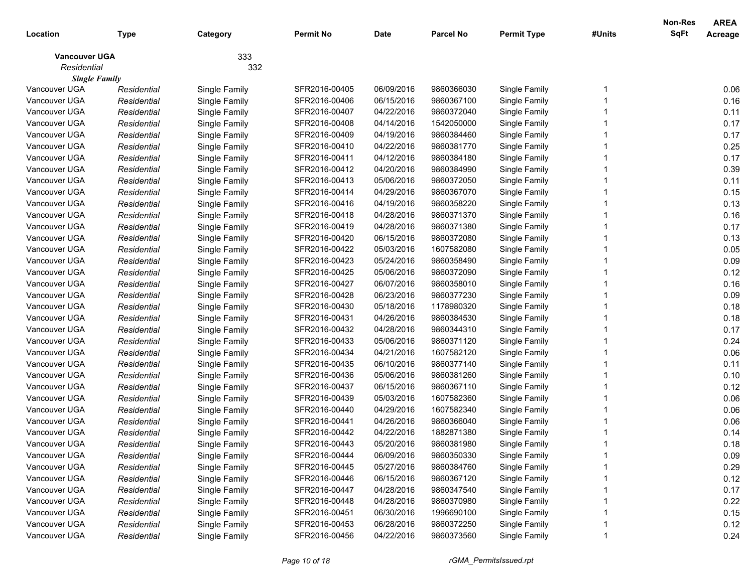| Location | Type | Category | Permit No | Date | Parcel No | Permit Type | #Units | Non-Res SqFt | AREA Acreage |
|---|---|---|---|---|---|---|---|---|---|
| **Vancouver UGA** | | 333 | | | | | | | |
| *Residential* | | 332 | | | | | | | |
| ***Single Family*** | | | | | | | | | |
| Vancouver UGA | *Residential* | Single Family | SFR2016-00405 | 06/09/2016 | 9860366030 | Single Family | 1 | | 0.06 |
| Vancouver UGA | *Residential* | Single Family | SFR2016-00406 | 06/15/2016 | 9860367100 | Single Family | 1 | | 0.16 |
| Vancouver UGA | *Residential* | Single Family | SFR2016-00407 | 04/22/2016 | 9860372040 | Single Family | 1 | | 0.11 |
| Vancouver UGA | *Residential* | Single Family | SFR2016-00408 | 04/14/2016 | 1542050000 | Single Family | 1 | | 0.17 |
| Vancouver UGA | *Residential* | Single Family | SFR2016-00409 | 04/19/2016 | 9860384460 | Single Family | 1 | | 0.17 |
| Vancouver UGA | *Residential* | Single Family | SFR2016-00410 | 04/22/2016 | 9860381770 | Single Family | 1 | | 0.25 |
| Vancouver UGA | *Residential* | Single Family | SFR2016-00411 | 04/12/2016 | 9860384180 | Single Family | 1 | | 0.17 |
| Vancouver UGA | *Residential* | Single Family | SFR2016-00412 | 04/20/2016 | 9860384990 | Single Family | 1 | | 0.39 |
| Vancouver UGA | *Residential* | Single Family | SFR2016-00413 | 05/06/2016 | 9860372050 | Single Family | 1 | | 0.11 |
| Vancouver UGA | *Residential* | Single Family | SFR2016-00414 | 04/29/2016 | 9860367070 | Single Family | 1 | | 0.15 |
| Vancouver UGA | *Residential* | Single Family | SFR2016-00416 | 04/19/2016 | 9860358220 | Single Family | 1 | | 0.13 |
| Vancouver UGA | *Residential* | Single Family | SFR2016-00418 | 04/28/2016 | 9860371370 | Single Family | 1 | | 0.16 |
| Vancouver UGA | *Residential* | Single Family | SFR2016-00419 | 04/28/2016 | 9860371380 | Single Family | 1 | | 0.17 |
| Vancouver UGA | *Residential* | Single Family | SFR2016-00420 | 06/15/2016 | 9860372080 | Single Family | 1 | | 0.13 |
| Vancouver UGA | *Residential* | Single Family | SFR2016-00422 | 05/03/2016 | 1607582080 | Single Family | 1 | | 0.05 |
| Vancouver UGA | *Residential* | Single Family | SFR2016-00423 | 05/24/2016 | 9860358490 | Single Family | 1 | | 0.09 |
| Vancouver UGA | *Residential* | Single Family | SFR2016-00425 | 05/06/2016 | 9860372090 | Single Family | 1 | | 0.12 |
| Vancouver UGA | *Residential* | Single Family | SFR2016-00427 | 06/07/2016 | 9860358010 | Single Family | 1 | | 0.16 |
| Vancouver UGA | *Residential* | Single Family | SFR2016-00428 | 06/23/2016 | 9860377230 | Single Family | 1 | | 0.09 |
| Vancouver UGA | *Residential* | Single Family | SFR2016-00430 | 05/18/2016 | 1178980320 | Single Family | 1 | | 0.18 |
| Vancouver UGA | *Residential* | Single Family | SFR2016-00431 | 04/26/2016 | 9860384530 | Single Family | 1 | | 0.18 |
| Vancouver UGA | *Residential* | Single Family | SFR2016-00432 | 04/28/2016 | 9860344310 | Single Family | 1 | | 0.17 |
| Vancouver UGA | *Residential* | Single Family | SFR2016-00433 | 05/06/2016 | 9860371120 | Single Family | 1 | | 0.24 |
| Vancouver UGA | *Residential* | Single Family | SFR2016-00434 | 04/21/2016 | 1607582120 | Single Family | 1 | | 0.06 |
| Vancouver UGA | *Residential* | Single Family | SFR2016-00435 | 06/10/2016 | 9860377140 | Single Family | 1 | | 0.11 |
| Vancouver UGA | *Residential* | Single Family | SFR2016-00436 | 05/06/2016 | 9860381260 | Single Family | 1 | | 0.10 |
| Vancouver UGA | *Residential* | Single Family | SFR2016-00437 | 06/15/2016 | 9860367110 | Single Family | 1 | | 0.12 |
| Vancouver UGA | *Residential* | Single Family | SFR2016-00439 | 05/03/2016 | 1607582360 | Single Family | 1 | | 0.06 |
| Vancouver UGA | *Residential* | Single Family | SFR2016-00440 | 04/29/2016 | 1607582340 | Single Family | 1 | | 0.06 |
| Vancouver UGA | *Residential* | Single Family | SFR2016-00441 | 04/26/2016 | 9860366040 | Single Family | 1 | | 0.06 |
| Vancouver UGA | *Residential* | Single Family | SFR2016-00442 | 04/22/2016 | 1882871380 | Single Family | 1 | | 0.14 |
| Vancouver UGA | *Residential* | Single Family | SFR2016-00443 | 05/20/2016 | 9860381980 | Single Family | 1 | | 0.18 |
| Vancouver UGA | *Residential* | Single Family | SFR2016-00444 | 06/09/2016 | 9860350330 | Single Family | 1 | | 0.09 |
| Vancouver UGA | *Residential* | Single Family | SFR2016-00445 | 05/27/2016 | 9860384760 | Single Family | 1 | | 0.29 |
| Vancouver UGA | *Residential* | Single Family | SFR2016-00446 | 06/15/2016 | 9860367120 | Single Family | 1 | | 0.12 |
| Vancouver UGA | *Residential* | Single Family | SFR2016-00447 | 04/28/2016 | 9860347540 | Single Family | 1 | | 0.17 |
| Vancouver UGA | *Residential* | Single Family | SFR2016-00448 | 04/28/2016 | 9860370980 | Single Family | 1 | | 0.22 |
| Vancouver UGA | *Residential* | Single Family | SFR2016-00451 | 06/30/2016 | 1996690100 | Single Family | 1 | | 0.15 |
| Vancouver UGA | *Residential* | Single Family | SFR2016-00453 | 06/28/2016 | 9860372250 | Single Family | 1 | | 0.12 |
| Vancouver UGA | *Residential* | Single Family | SFR2016-00456 | 04/22/2016 | 9860373560 | Single Family | 1 | | 0.24 |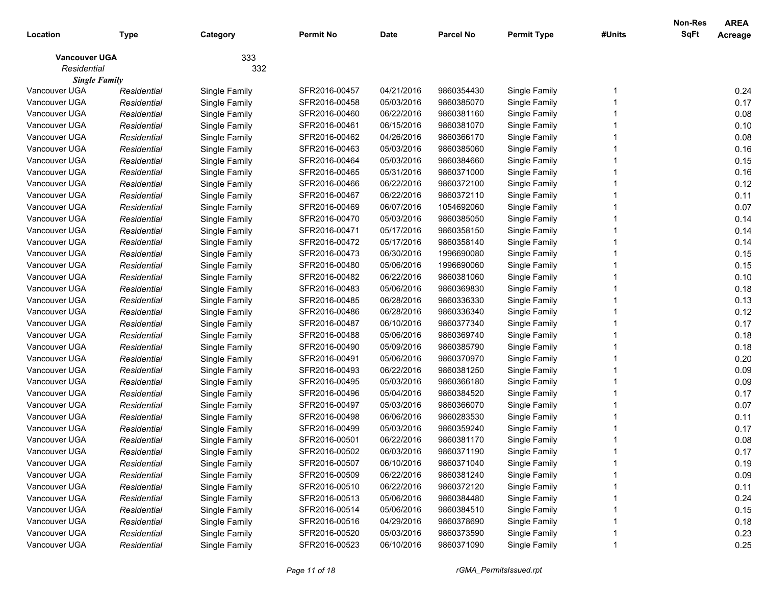| Location | Type | Category | Permit No | Date | Parcel No | Permit Type | #Units | Non-Res SqFt | AREA Acreage |
|---|---|---|---|---|---|---|---|---|---|
| **Vancouver UGA** | | 333 | | | | | | | |
| *Residential* | | 332 | | | | | | | |
| ***Single Family*** | | | | | | | | | |
| Vancouver UGA | *Residential* | Single Family | SFR2016-00457 | 04/21/2016 | 9860354430 | Single Family | 1 | | 0.24 |
| Vancouver UGA | *Residential* | Single Family | SFR2016-00458 | 05/03/2016 | 9860385070 | Single Family | 1 | | 0.17 |
| Vancouver UGA | *Residential* | Single Family | SFR2016-00460 | 06/22/2016 | 9860381160 | Single Family | 1 | | 0.08 |
| Vancouver UGA | *Residential* | Single Family | SFR2016-00461 | 06/15/2016 | 9860381070 | Single Family | 1 | | 0.10 |
| Vancouver UGA | *Residential* | Single Family | SFR2016-00462 | 04/26/2016 | 9860366170 | Single Family | 1 | | 0.08 |
| Vancouver UGA | *Residential* | Single Family | SFR2016-00463 | 05/03/2016 | 9860385060 | Single Family | 1 | | 0.16 |
| Vancouver UGA | *Residential* | Single Family | SFR2016-00464 | 05/03/2016 | 9860384660 | Single Family | 1 | | 0.15 |
| Vancouver UGA | *Residential* | Single Family | SFR2016-00465 | 05/31/2016 | 9860371000 | Single Family | 1 | | 0.16 |
| Vancouver UGA | *Residential* | Single Family | SFR2016-00466 | 06/22/2016 | 9860372100 | Single Family | 1 | | 0.12 |
| Vancouver UGA | *Residential* | Single Family | SFR2016-00467 | 06/22/2016 | 9860372110 | Single Family | 1 | | 0.11 |
| Vancouver UGA | *Residential* | Single Family | SFR2016-00469 | 06/07/2016 | 1054692060 | Single Family | 1 | | 0.07 |
| Vancouver UGA | *Residential* | Single Family | SFR2016-00470 | 05/03/2016 | 9860385050 | Single Family | 1 | | 0.14 |
| Vancouver UGA | *Residential* | Single Family | SFR2016-00471 | 05/17/2016 | 9860358150 | Single Family | 1 | | 0.14 |
| Vancouver UGA | *Residential* | Single Family | SFR2016-00472 | 05/17/2016 | 9860358140 | Single Family | 1 | | 0.14 |
| Vancouver UGA | *Residential* | Single Family | SFR2016-00473 | 06/30/2016 | 1996690080 | Single Family | 1 | | 0.15 |
| Vancouver UGA | *Residential* | Single Family | SFR2016-00480 | 05/06/2016 | 1996690060 | Single Family | 1 | | 0.15 |
| Vancouver UGA | *Residential* | Single Family | SFR2016-00482 | 06/22/2016 | 9860381060 | Single Family | 1 | | 0.10 |
| Vancouver UGA | *Residential* | Single Family | SFR2016-00483 | 05/06/2016 | 9860369830 | Single Family | 1 | | 0.18 |
| Vancouver UGA | *Residential* | Single Family | SFR2016-00485 | 06/28/2016 | 9860336330 | Single Family | 1 | | 0.13 |
| Vancouver UGA | *Residential* | Single Family | SFR2016-00486 | 06/28/2016 | 9860336340 | Single Family | 1 | | 0.12 |
| Vancouver UGA | *Residential* | Single Family | SFR2016-00487 | 06/10/2016 | 9860377340 | Single Family | 1 | | 0.17 |
| Vancouver UGA | *Residential* | Single Family | SFR2016-00488 | 05/06/2016 | 9860369740 | Single Family | 1 | | 0.18 |
| Vancouver UGA | *Residential* | Single Family | SFR2016-00490 | 05/09/2016 | 9860385790 | Single Family | 1 | | 0.18 |
| Vancouver UGA | *Residential* | Single Family | SFR2016-00491 | 05/06/2016 | 9860370970 | Single Family | 1 | | 0.20 |
| Vancouver UGA | *Residential* | Single Family | SFR2016-00493 | 06/22/2016 | 9860381250 | Single Family | 1 | | 0.09 |
| Vancouver UGA | *Residential* | Single Family | SFR2016-00495 | 05/03/2016 | 9860366180 | Single Family | 1 | | 0.09 |
| Vancouver UGA | *Residential* | Single Family | SFR2016-00496 | 05/04/2016 | 9860384520 | Single Family | 1 | | 0.17 |
| Vancouver UGA | *Residential* | Single Family | SFR2016-00497 | 05/03/2016 | 9860366070 | Single Family | 1 | | 0.07 |
| Vancouver UGA | *Residential* | Single Family | SFR2016-00498 | 06/06/2016 | 9860283530 | Single Family | 1 | | 0.11 |
| Vancouver UGA | *Residential* | Single Family | SFR2016-00499 | 05/03/2016 | 9860359240 | Single Family | 1 | | 0.17 |
| Vancouver UGA | *Residential* | Single Family | SFR2016-00501 | 06/22/2016 | 9860381170 | Single Family | 1 | | 0.08 |
| Vancouver UGA | *Residential* | Single Family | SFR2016-00502 | 06/03/2016 | 9860371190 | Single Family | 1 | | 0.17 |
| Vancouver UGA | *Residential* | Single Family | SFR2016-00507 | 06/10/2016 | 9860371040 | Single Family | 1 | | 0.19 |
| Vancouver UGA | *Residential* | Single Family | SFR2016-00509 | 06/22/2016 | 9860381240 | Single Family | 1 | | 0.09 |
| Vancouver UGA | *Residential* | Single Family | SFR2016-00510 | 06/22/2016 | 9860372120 | Single Family | 1 | | 0.11 |
| Vancouver UGA | *Residential* | Single Family | SFR2016-00513 | 05/06/2016 | 9860384480 | Single Family | 1 | | 0.24 |
| Vancouver UGA | *Residential* | Single Family | SFR2016-00514 | 05/06/2016 | 9860384510 | Single Family | 1 | | 0.15 |
| Vancouver UGA | *Residential* | Single Family | SFR2016-00516 | 04/29/2016 | 9860378690 | Single Family | 1 | | 0.18 |
| Vancouver UGA | *Residential* | Single Family | SFR2016-00520 | 05/03/2016 | 9860373590 | Single Family | 1 | | 0.23 |
| Vancouver UGA | *Residential* | Single Family | SFR2016-00523 | 06/10/2016 | 9860371090 | Single Family | 1 | | 0.25 |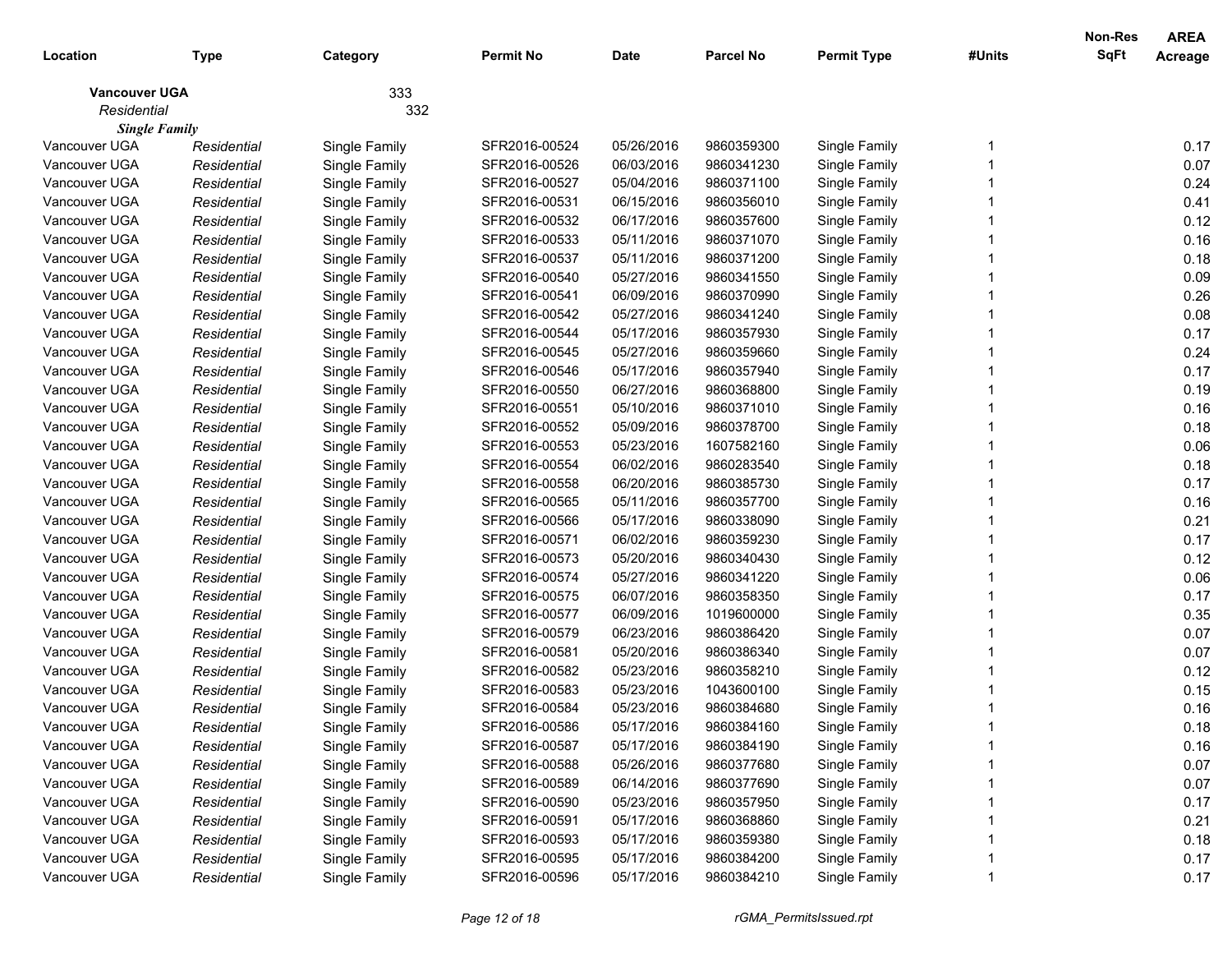| Location | Type | Category | Permit No | Date | Parcel No | Permit Type | #Units | Non-Res SqFt | AREA Acreage |
|---|---|---|---|---|---|---|---|---|---|
| **Vancouver UGA** | | 333 | | | | | | | |
| *Residential* | | 332 | | | | | | | |
| ***Single Family*** | | | | | | | | | |
| Vancouver UGA | *Residential* | Single Family | SFR2016-00524 | 05/26/2016 | 9860359300 | Single Family | 1 | | 0.17 |
| Vancouver UGA | *Residential* | Single Family | SFR2016-00526 | 06/03/2016 | 9860341230 | Single Family | 1 | | 0.07 |
| Vancouver UGA | *Residential* | Single Family | SFR2016-00527 | 05/04/2016 | 9860371100 | Single Family | 1 | | 0.24 |
| Vancouver UGA | *Residential* | Single Family | SFR2016-00531 | 06/15/2016 | 9860356010 | Single Family | 1 | | 0.41 |
| Vancouver UGA | *Residential* | Single Family | SFR2016-00532 | 06/17/2016 | 9860357600 | Single Family | 1 | | 0.12 |
| Vancouver UGA | *Residential* | Single Family | SFR2016-00533 | 05/11/2016 | 9860371070 | Single Family | 1 | | 0.16 |
| Vancouver UGA | *Residential* | Single Family | SFR2016-00537 | 05/11/2016 | 9860371200 | Single Family | 1 | | 0.18 |
| Vancouver UGA | *Residential* | Single Family | SFR2016-00540 | 05/27/2016 | 9860341550 | Single Family | 1 | | 0.09 |
| Vancouver UGA | *Residential* | Single Family | SFR2016-00541 | 06/09/2016 | 9860370990 | Single Family | 1 | | 0.26 |
| Vancouver UGA | *Residential* | Single Family | SFR2016-00542 | 05/27/2016 | 9860341240 | Single Family | 1 | | 0.08 |
| Vancouver UGA | *Residential* | Single Family | SFR2016-00544 | 05/17/2016 | 9860357930 | Single Family | 1 | | 0.17 |
| Vancouver UGA | *Residential* | Single Family | SFR2016-00545 | 05/27/2016 | 9860359660 | Single Family | 1 | | 0.24 |
| Vancouver UGA | *Residential* | Single Family | SFR2016-00546 | 05/17/2016 | 9860357940 | Single Family | 1 | | 0.17 |
| Vancouver UGA | *Residential* | Single Family | SFR2016-00550 | 06/27/2016 | 9860368800 | Single Family | 1 | | 0.19 |
| Vancouver UGA | *Residential* | Single Family | SFR2016-00551 | 05/10/2016 | 9860371010 | Single Family | 1 | | 0.16 |
| Vancouver UGA | *Residential* | Single Family | SFR2016-00552 | 05/09/2016 | 9860378700 | Single Family | 1 | | 0.18 |
| Vancouver UGA | *Residential* | Single Family | SFR2016-00553 | 05/23/2016 | 1607582160 | Single Family | 1 | | 0.06 |
| Vancouver UGA | *Residential* | Single Family | SFR2016-00554 | 06/02/2016 | 9860283540 | Single Family | 1 | | 0.18 |
| Vancouver UGA | *Residential* | Single Family | SFR2016-00558 | 06/20/2016 | 9860385730 | Single Family | 1 | | 0.17 |
| Vancouver UGA | *Residential* | Single Family | SFR2016-00565 | 05/11/2016 | 9860357700 | Single Family | 1 | | 0.16 |
| Vancouver UGA | *Residential* | Single Family | SFR2016-00566 | 05/17/2016 | 9860338090 | Single Family | 1 | | 0.21 |
| Vancouver UGA | *Residential* | Single Family | SFR2016-00571 | 06/02/2016 | 9860359230 | Single Family | 1 | | 0.17 |
| Vancouver UGA | *Residential* | Single Family | SFR2016-00573 | 05/20/2016 | 9860340430 | Single Family | 1 | | 0.12 |
| Vancouver UGA | *Residential* | Single Family | SFR2016-00574 | 05/27/2016 | 9860341220 | Single Family | 1 | | 0.06 |
| Vancouver UGA | *Residential* | Single Family | SFR2016-00575 | 06/07/2016 | 9860358350 | Single Family | 1 | | 0.17 |
| Vancouver UGA | *Residential* | Single Family | SFR2016-00577 | 06/09/2016 | 1019600000 | Single Family | 1 | | 0.35 |
| Vancouver UGA | *Residential* | Single Family | SFR2016-00579 | 06/23/2016 | 9860386420 | Single Family | 1 | | 0.07 |
| Vancouver UGA | *Residential* | Single Family | SFR2016-00581 | 05/20/2016 | 9860386340 | Single Family | 1 | | 0.07 |
| Vancouver UGA | *Residential* | Single Family | SFR2016-00582 | 05/23/2016 | 9860358210 | Single Family | 1 | | 0.12 |
| Vancouver UGA | *Residential* | Single Family | SFR2016-00583 | 05/23/2016 | 1043600100 | Single Family | 1 | | 0.15 |
| Vancouver UGA | *Residential* | Single Family | SFR2016-00584 | 05/23/2016 | 9860384680 | Single Family | 1 | | 0.16 |
| Vancouver UGA | *Residential* | Single Family | SFR2016-00586 | 05/17/2016 | 9860384160 | Single Family | 1 | | 0.18 |
| Vancouver UGA | *Residential* | Single Family | SFR2016-00587 | 05/17/2016 | 9860384190 | Single Family | 1 | | 0.16 |
| Vancouver UGA | *Residential* | Single Family | SFR2016-00588 | 05/26/2016 | 9860377680 | Single Family | 1 | | 0.07 |
| Vancouver UGA | *Residential* | Single Family | SFR2016-00589 | 06/14/2016 | 9860377690 | Single Family | 1 | | 0.07 |
| Vancouver UGA | *Residential* | Single Family | SFR2016-00590 | 05/23/2016 | 9860357950 | Single Family | 1 | | 0.17 |
| Vancouver UGA | *Residential* | Single Family | SFR2016-00591 | 05/17/2016 | 9860368860 | Single Family | 1 | | 0.21 |
| Vancouver UGA | *Residential* | Single Family | SFR2016-00593 | 05/17/2016 | 9860359380 | Single Family | 1 | | 0.18 |
| Vancouver UGA | *Residential* | Single Family | SFR2016-00595 | 05/17/2016 | 9860384200 | Single Family | 1 | | 0.17 |
| Vancouver UGA | *Residential* | Single Family | SFR2016-00596 | 05/17/2016 | 9860384210 | Single Family | 1 | | 0.17 |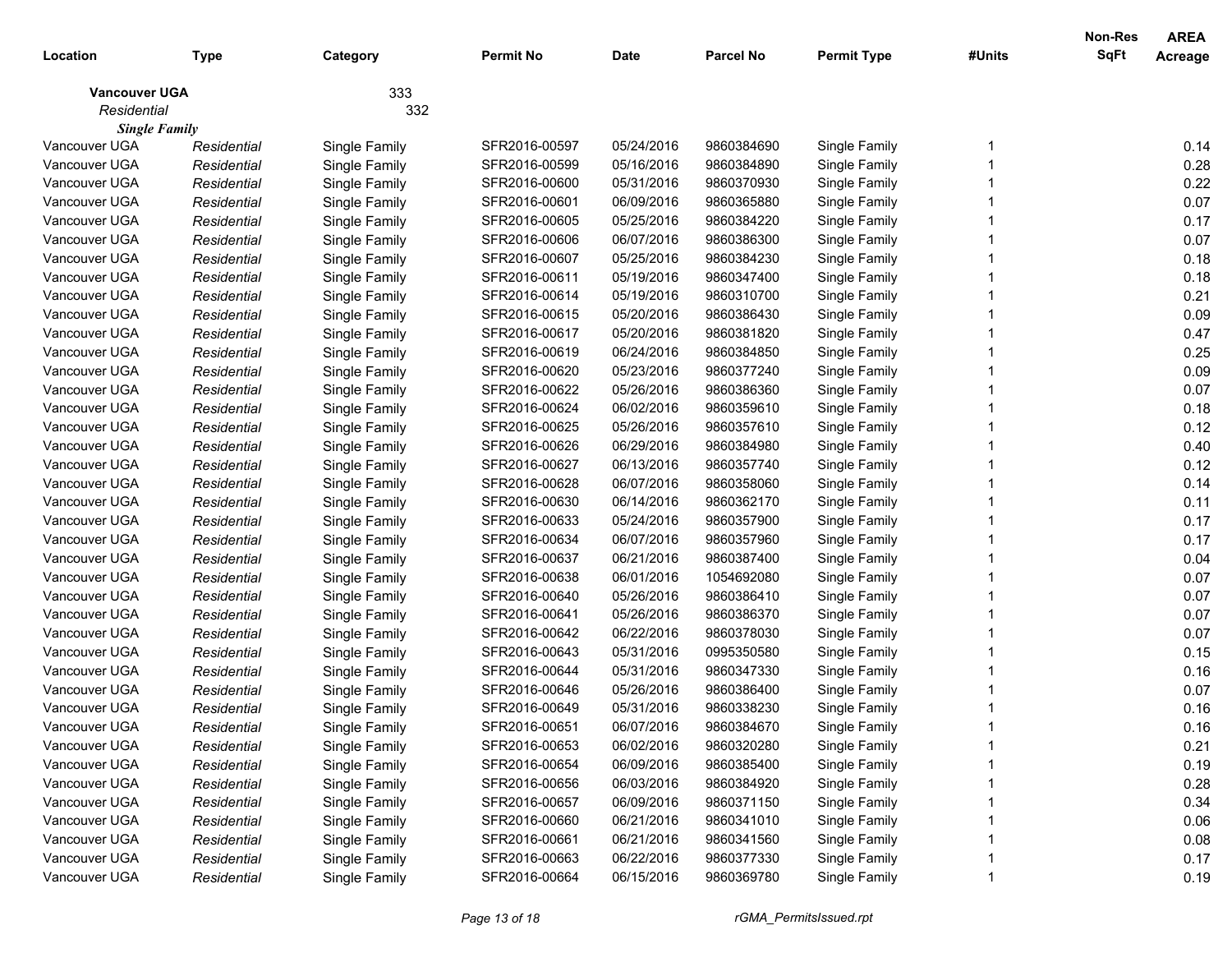| Location | Type | Category | Permit No | Date | Parcel No | Permit Type | #Units | Non-Res SqFt | AREA Acreage |
|---|---|---|---|---|---|---|---|---|---|
| **Vancouver UGA** | | 333 | | | | | | | |
| *Residential* | | 332 | | | | | | | |
| ***Single Family*** | | | | | | | | | |
| Vancouver UGA | *Residential* | Single Family | SFR2016-00597 | 05/24/2016 | 9860384690 | Single Family | 1 | | 0.14 |
| Vancouver UGA | *Residential* | Single Family | SFR2016-00599 | 05/16/2016 | 9860384890 | Single Family | 1 | | 0.28 |
| Vancouver UGA | *Residential* | Single Family | SFR2016-00600 | 05/31/2016 | 9860370930 | Single Family | 1 | | 0.22 |
| Vancouver UGA | *Residential* | Single Family | SFR2016-00601 | 06/09/2016 | 9860365880 | Single Family | 1 | | 0.07 |
| Vancouver UGA | *Residential* | Single Family | SFR2016-00605 | 05/25/2016 | 9860384220 | Single Family | 1 | | 0.17 |
| Vancouver UGA | *Residential* | Single Family | SFR2016-00606 | 06/07/2016 | 9860386300 | Single Family | 1 | | 0.07 |
| Vancouver UGA | *Residential* | Single Family | SFR2016-00607 | 05/25/2016 | 9860384230 | Single Family | 1 | | 0.18 |
| Vancouver UGA | *Residential* | Single Family | SFR2016-00611 | 05/19/2016 | 9860347400 | Single Family | 1 | | 0.18 |
| Vancouver UGA | *Residential* | Single Family | SFR2016-00614 | 05/19/2016 | 9860310700 | Single Family | 1 | | 0.21 |
| Vancouver UGA | *Residential* | Single Family | SFR2016-00615 | 05/20/2016 | 9860386430 | Single Family | 1 | | 0.09 |
| Vancouver UGA | *Residential* | Single Family | SFR2016-00617 | 05/20/2016 | 9860381820 | Single Family | 1 | | 0.47 |
| Vancouver UGA | *Residential* | Single Family | SFR2016-00619 | 06/24/2016 | 9860384850 | Single Family | 1 | | 0.25 |
| Vancouver UGA | *Residential* | Single Family | SFR2016-00620 | 05/23/2016 | 9860377240 | Single Family | 1 | | 0.09 |
| Vancouver UGA | *Residential* | Single Family | SFR2016-00622 | 05/26/2016 | 9860386360 | Single Family | 1 | | 0.07 |
| Vancouver UGA | *Residential* | Single Family | SFR2016-00624 | 06/02/2016 | 9860359610 | Single Family | 1 | | 0.18 |
| Vancouver UGA | *Residential* | Single Family | SFR2016-00625 | 05/26/2016 | 9860357610 | Single Family | 1 | | 0.12 |
| Vancouver UGA | *Residential* | Single Family | SFR2016-00626 | 06/29/2016 | 9860384980 | Single Family | 1 | | 0.40 |
| Vancouver UGA | *Residential* | Single Family | SFR2016-00627 | 06/13/2016 | 9860357740 | Single Family | 1 | | 0.12 |
| Vancouver UGA | *Residential* | Single Family | SFR2016-00628 | 06/07/2016 | 9860358060 | Single Family | 1 | | 0.14 |
| Vancouver UGA | *Residential* | Single Family | SFR2016-00630 | 06/14/2016 | 9860362170 | Single Family | 1 | | 0.11 |
| Vancouver UGA | *Residential* | Single Family | SFR2016-00633 | 05/24/2016 | 9860357900 | Single Family | 1 | | 0.17 |
| Vancouver UGA | *Residential* | Single Family | SFR2016-00634 | 06/07/2016 | 9860357960 | Single Family | 1 | | 0.17 |
| Vancouver UGA | *Residential* | Single Family | SFR2016-00637 | 06/21/2016 | 9860387400 | Single Family | 1 | | 0.04 |
| Vancouver UGA | *Residential* | Single Family | SFR2016-00638 | 06/01/2016 | 1054692080 | Single Family | 1 | | 0.07 |
| Vancouver UGA | *Residential* | Single Family | SFR2016-00640 | 05/26/2016 | 9860386410 | Single Family | 1 | | 0.07 |
| Vancouver UGA | *Residential* | Single Family | SFR2016-00641 | 05/26/2016 | 9860386370 | Single Family | 1 | | 0.07 |
| Vancouver UGA | *Residential* | Single Family | SFR2016-00642 | 06/22/2016 | 9860378030 | Single Family | 1 | | 0.07 |
| Vancouver UGA | *Residential* | Single Family | SFR2016-00643 | 05/31/2016 | 0995350580 | Single Family | 1 | | 0.15 |
| Vancouver UGA | *Residential* | Single Family | SFR2016-00644 | 05/31/2016 | 9860347330 | Single Family | 1 | | 0.16 |
| Vancouver UGA | *Residential* | Single Family | SFR2016-00646 | 05/26/2016 | 9860386400 | Single Family | 1 | | 0.07 |
| Vancouver UGA | *Residential* | Single Family | SFR2016-00649 | 05/31/2016 | 9860338230 | Single Family | 1 | | 0.16 |
| Vancouver UGA | *Residential* | Single Family | SFR2016-00651 | 06/07/2016 | 9860384670 | Single Family | 1 | | 0.16 |
| Vancouver UGA | *Residential* | Single Family | SFR2016-00653 | 06/02/2016 | 9860320280 | Single Family | 1 | | 0.21 |
| Vancouver UGA | *Residential* | Single Family | SFR2016-00654 | 06/09/2016 | 9860385400 | Single Family | 1 | | 0.19 |
| Vancouver UGA | *Residential* | Single Family | SFR2016-00656 | 06/03/2016 | 9860384920 | Single Family | 1 | | 0.28 |
| Vancouver UGA | *Residential* | Single Family | SFR2016-00657 | 06/09/2016 | 9860371150 | Single Family | 1 | | 0.34 |
| Vancouver UGA | *Residential* | Single Family | SFR2016-00660 | 06/21/2016 | 9860341010 | Single Family | 1 | | 0.06 |
| Vancouver UGA | *Residential* | Single Family | SFR2016-00661 | 06/21/2016 | 9860341560 | Single Family | 1 | | 0.08 |
| Vancouver UGA | *Residential* | Single Family | SFR2016-00663 | 06/22/2016 | 9860377330 | Single Family | 1 | | 0.17 |
| Vancouver UGA | *Residential* | Single Family | SFR2016-00664 | 06/15/2016 | 9860369780 | Single Family | 1 | | 0.19 |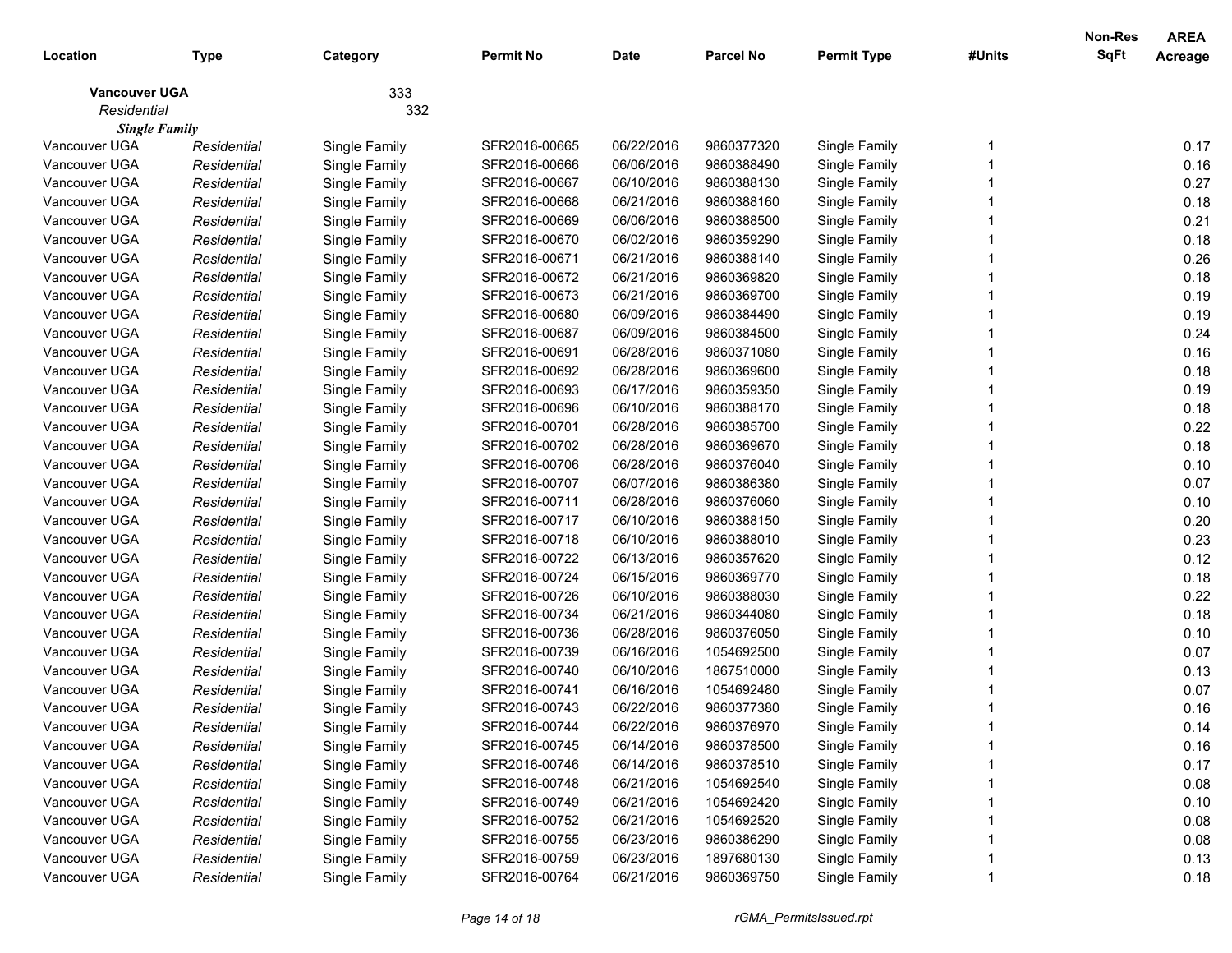| Location | Type | Category | Permit No | Date | Parcel No | Permit Type | #Units | Non-Res SqFt | AREA Acreage |
|---|---|---|---|---|---|---|---|---|---|
| **Vancouver UGA** | | 333 | | | | | | | |
| *Residential* | | 332 | | | | | | | |
| ***Single Family*** | | | | | | | | | |
| Vancouver UGA | *Residential* | Single Family | SFR2016-00665 | 06/22/2016 | 9860377320 | Single Family | 1 | | 0.17 |
| Vancouver UGA | *Residential* | Single Family | SFR2016-00666 | 06/06/2016 | 9860388490 | Single Family | 1 | | 0.16 |
| Vancouver UGA | *Residential* | Single Family | SFR2016-00667 | 06/10/2016 | 9860388130 | Single Family | 1 | | 0.27 |
| Vancouver UGA | *Residential* | Single Family | SFR2016-00668 | 06/21/2016 | 9860388160 | Single Family | 1 | | 0.18 |
| Vancouver UGA | *Residential* | Single Family | SFR2016-00669 | 06/06/2016 | 9860388500 | Single Family | 1 | | 0.21 |
| Vancouver UGA | *Residential* | Single Family | SFR2016-00670 | 06/02/2016 | 9860359290 | Single Family | 1 | | 0.18 |
| Vancouver UGA | *Residential* | Single Family | SFR2016-00671 | 06/21/2016 | 9860388140 | Single Family | 1 | | 0.26 |
| Vancouver UGA | *Residential* | Single Family | SFR2016-00672 | 06/21/2016 | 9860369820 | Single Family | 1 | | 0.18 |
| Vancouver UGA | *Residential* | Single Family | SFR2016-00673 | 06/21/2016 | 9860369700 | Single Family | 1 | | 0.19 |
| Vancouver UGA | *Residential* | Single Family | SFR2016-00680 | 06/09/2016 | 9860384490 | Single Family | 1 | | 0.19 |
| Vancouver UGA | *Residential* | Single Family | SFR2016-00687 | 06/09/2016 | 9860384500 | Single Family | 1 | | 0.24 |
| Vancouver UGA | *Residential* | Single Family | SFR2016-00691 | 06/28/2016 | 9860371080 | Single Family | 1 | | 0.16 |
| Vancouver UGA | *Residential* | Single Family | SFR2016-00692 | 06/28/2016 | 9860369600 | Single Family | 1 | | 0.18 |
| Vancouver UGA | *Residential* | Single Family | SFR2016-00693 | 06/17/2016 | 9860359350 | Single Family | 1 | | 0.19 |
| Vancouver UGA | *Residential* | Single Family | SFR2016-00696 | 06/10/2016 | 9860388170 | Single Family | 1 | | 0.18 |
| Vancouver UGA | *Residential* | Single Family | SFR2016-00701 | 06/28/2016 | 9860385700 | Single Family | 1 | | 0.22 |
| Vancouver UGA | *Residential* | Single Family | SFR2016-00702 | 06/28/2016 | 9860369670 | Single Family | 1 | | 0.18 |
| Vancouver UGA | *Residential* | Single Family | SFR2016-00706 | 06/28/2016 | 9860376040 | Single Family | 1 | | 0.10 |
| Vancouver UGA | *Residential* | Single Family | SFR2016-00707 | 06/07/2016 | 9860386380 | Single Family | 1 | | 0.07 |
| Vancouver UGA | *Residential* | Single Family | SFR2016-00711 | 06/28/2016 | 9860376060 | Single Family | 1 | | 0.10 |
| Vancouver UGA | *Residential* | Single Family | SFR2016-00717 | 06/10/2016 | 9860388150 | Single Family | 1 | | 0.20 |
| Vancouver UGA | *Residential* | Single Family | SFR2016-00718 | 06/10/2016 | 9860388010 | Single Family | 1 | | 0.23 |
| Vancouver UGA | *Residential* | Single Family | SFR2016-00722 | 06/13/2016 | 9860357620 | Single Family | 1 | | 0.12 |
| Vancouver UGA | *Residential* | Single Family | SFR2016-00724 | 06/15/2016 | 9860369770 | Single Family | 1 | | 0.18 |
| Vancouver UGA | *Residential* | Single Family | SFR2016-00726 | 06/10/2016 | 9860388030 | Single Family | 1 | | 0.22 |
| Vancouver UGA | *Residential* | Single Family | SFR2016-00734 | 06/21/2016 | 9860344080 | Single Family | 1 | | 0.18 |
| Vancouver UGA | *Residential* | Single Family | SFR2016-00736 | 06/28/2016 | 9860376050 | Single Family | 1 | | 0.10 |
| Vancouver UGA | *Residential* | Single Family | SFR2016-00739 | 06/16/2016 | 1054692500 | Single Family | 1 | | 0.07 |
| Vancouver UGA | *Residential* | Single Family | SFR2016-00740 | 06/10/2016 | 1867510000 | Single Family | 1 | | 0.13 |
| Vancouver UGA | *Residential* | Single Family | SFR2016-00741 | 06/16/2016 | 1054692480 | Single Family | 1 | | 0.07 |
| Vancouver UGA | *Residential* | Single Family | SFR2016-00743 | 06/22/2016 | 9860377380 | Single Family | 1 | | 0.16 |
| Vancouver UGA | *Residential* | Single Family | SFR2016-00744 | 06/22/2016 | 9860376970 | Single Family | 1 | | 0.14 |
| Vancouver UGA | *Residential* | Single Family | SFR2016-00745 | 06/14/2016 | 9860378500 | Single Family | 1 | | 0.16 |
| Vancouver UGA | *Residential* | Single Family | SFR2016-00746 | 06/14/2016 | 9860378510 | Single Family | 1 | | 0.17 |
| Vancouver UGA | *Residential* | Single Family | SFR2016-00748 | 06/21/2016 | 1054692540 | Single Family | 1 | | 0.08 |
| Vancouver UGA | *Residential* | Single Family | SFR2016-00749 | 06/21/2016 | 1054692420 | Single Family | 1 | | 0.10 |
| Vancouver UGA | *Residential* | Single Family | SFR2016-00752 | 06/21/2016 | 1054692520 | Single Family | 1 | | 0.08 |
| Vancouver UGA | *Residential* | Single Family | SFR2016-00755 | 06/23/2016 | 9860386290 | Single Family | 1 | | 0.08 |
| Vancouver UGA | *Residential* | Single Family | SFR2016-00759 | 06/23/2016 | 1897680130 | Single Family | 1 | | 0.13 |
| Vancouver UGA | *Residential* | Single Family | SFR2016-00764 | 06/21/2016 | 9860369750 | Single Family | 1 | | 0.18 |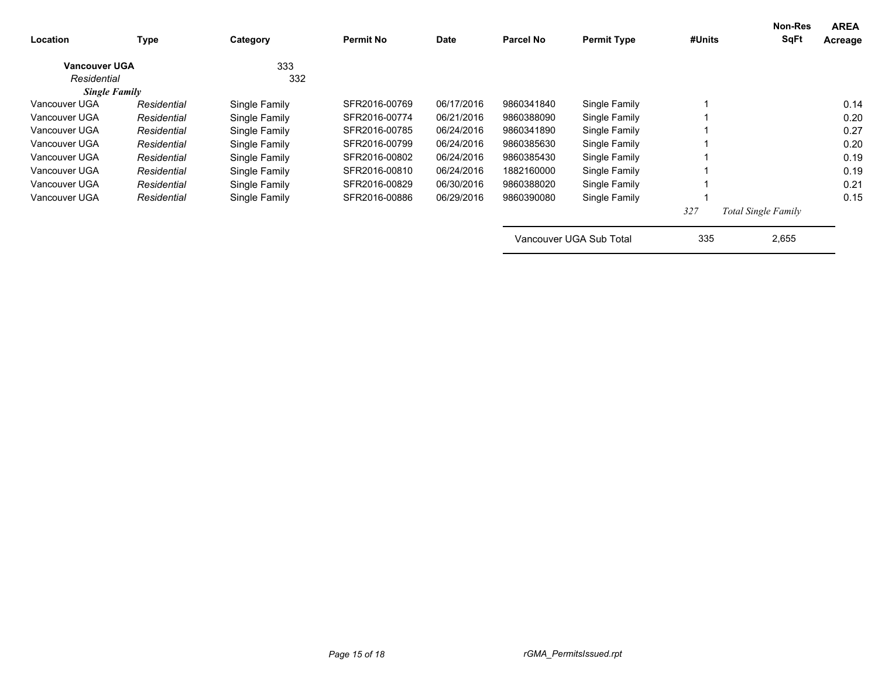| Location | Type | Category | Permit No | Date | Parcel No | Permit Type | #Units | Non-Res SqFt | AREA Acreage |
|---|---|---|---|---|---|---|---|---|---|
| **Vancouver UGA** | | 333 | | | | | | | |
| *Residential* | | 332 | | | | | | | |
| ***Single Family*** | | | | | | | | | |
| Vancouver UGA | *Residential* | Single Family | SFR2016-00769 | 06/17/2016 | 9860341840 | Single Family | 1 | | 0.14 |
| Vancouver UGA | *Residential* | Single Family | SFR2016-00774 | 06/21/2016 | 9860388090 | Single Family | 1 | | 0.20 |
| Vancouver UGA | *Residential* | Single Family | SFR2016-00785 | 06/24/2016 | 9860341890 | Single Family | 1 | | 0.27 |
| Vancouver UGA | *Residential* | Single Family | SFR2016-00799 | 06/24/2016 | 9860385630 | Single Family | 1 | | 0.20 |
| Vancouver UGA | *Residential* | Single Family | SFR2016-00802 | 06/24/2016 | 9860385430 | Single Family | 1 | | 0.19 |
| Vancouver UGA | *Residential* | Single Family | SFR2016-00810 | 06/24/2016 | 1882160000 | Single Family | 1 | | 0.19 |
| Vancouver UGA | *Residential* | Single Family | SFR2016-00829 | 06/30/2016 | 9860388020 | Single Family | 1 | | 0.21 |
| Vancouver UGA | *Residential* | Single Family | SFR2016-00886 | 06/29/2016 | 9860390080 | Single Family | 1 | | 0.15 |
| | | | | | | | *327* | *Total Single Family* | |
| | | | | | Vancouver UGA Sub Total | | 335 | 2,655 | |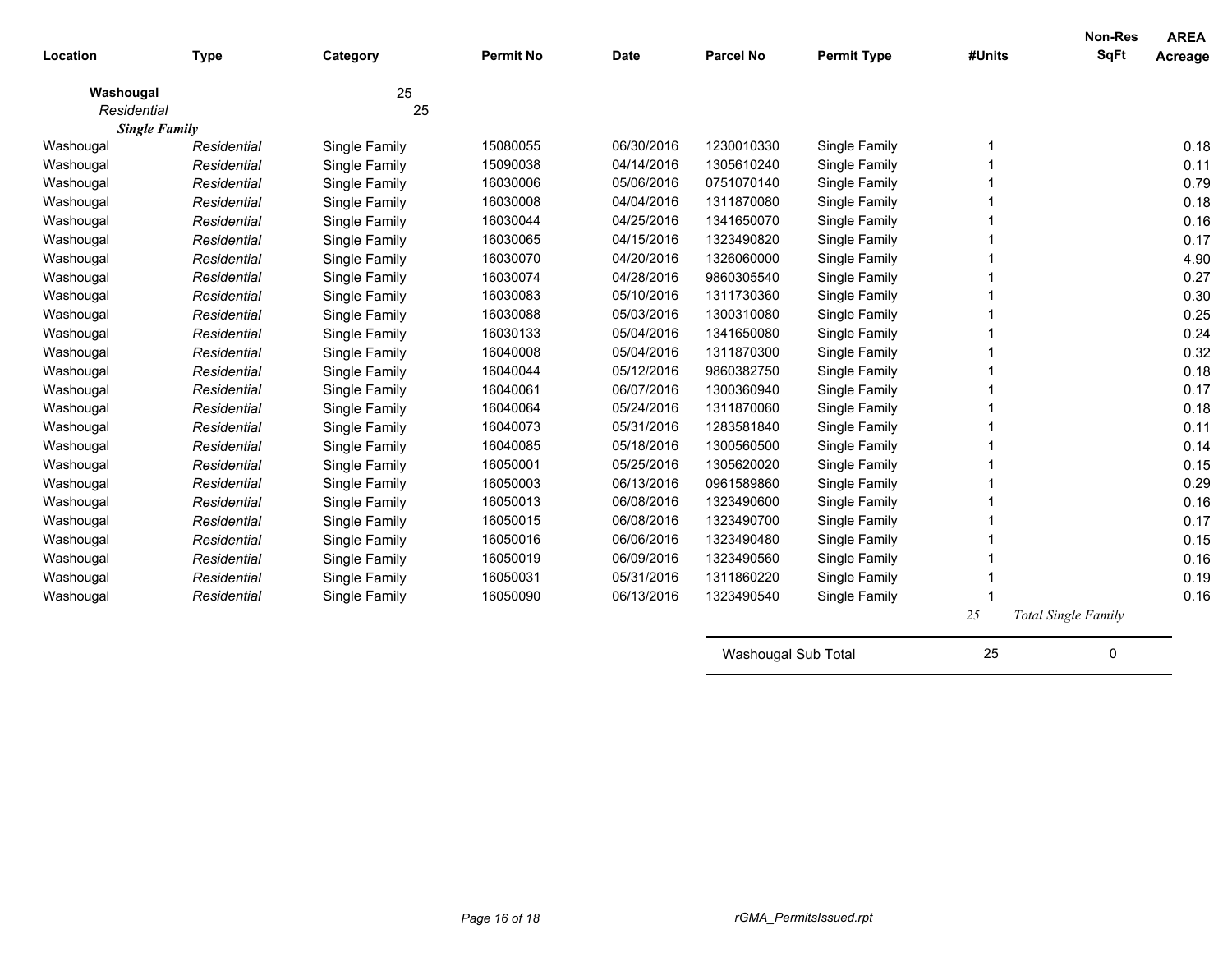| Location | Type | Category | Permit No | Date | Parcel No | Permit Type | #Units | Non-Res SqFt | AREA Acreage |
|---|---|---|---|---|---|---|---|---|---|
| **Washougal** | | 25 | | | | | | | |
| *Residential* | | 25 | | | | | | | |
| ***Single Family*** | | | | | | | | | |
| Washougal | *Residential* | Single Family | 15080055 | 06/30/2016 | 1230010330 | Single Family | 1 | | 0.18 |
| Washougal | *Residential* | Single Family | 15090038 | 04/14/2016 | 1305610240 | Single Family | 1 | | 0.11 |
| Washougal | *Residential* | Single Family | 16030006 | 05/06/2016 | 0751070140 | Single Family | 1 | | 0.79 |
| Washougal | *Residential* | Single Family | 16030008 | 04/04/2016 | 1311870080 | Single Family | 1 | | 0.18 |
| Washougal | *Residential* | Single Family | 16030044 | 04/25/2016 | 1341650070 | Single Family | 1 | | 0.16 |
| Washougal | *Residential* | Single Family | 16030065 | 04/15/2016 | 1323490820 | Single Family | 1 | | 0.17 |
| Washougal | *Residential* | Single Family | 16030070 | 04/20/2016 | 1326060000 | Single Family | 1 | | 4.90 |
| Washougal | *Residential* | Single Family | 16030074 | 04/28/2016 | 9860305540 | Single Family | 1 | | 0.27 |
| Washougal | *Residential* | Single Family | 16030083 | 05/10/2016 | 1311730360 | Single Family | 1 | | 0.30 |
| Washougal | *Residential* | Single Family | 16030088 | 05/03/2016 | 1300310080 | Single Family | 1 | | 0.25 |
| Washougal | *Residential* | Single Family | 16030133 | 05/04/2016 | 1341650080 | Single Family | 1 | | 0.24 |
| Washougal | *Residential* | Single Family | 16040008 | 05/04/2016 | 1311870300 | Single Family | 1 | | 0.32 |
| Washougal | *Residential* | Single Family | 16040044 | 05/12/2016 | 9860382750 | Single Family | 1 | | 0.18 |
| Washougal | *Residential* | Single Family | 16040061 | 06/07/2016 | 1300360940 | Single Family | 1 | | 0.17 |
| Washougal | *Residential* | Single Family | 16040064 | 05/24/2016 | 1311870060 | Single Family | 1 | | 0.18 |
| Washougal | *Residential* | Single Family | 16040073 | 05/31/2016 | 1283581840 | Single Family | 1 | | 0.11 |
| Washougal | *Residential* | Single Family | 16040085 | 05/18/2016 | 1300560500 | Single Family | 1 | | 0.14 |
| Washougal | *Residential* | Single Family | 16050001 | 05/25/2016 | 1305620020 | Single Family | 1 | | 0.15 |
| Washougal | *Residential* | Single Family | 16050003 | 06/13/2016 | 0961589860 | Single Family | 1 | | 0.29 |
| Washougal | *Residential* | Single Family | 16050013 | 06/08/2016 | 1323490600 | Single Family | 1 | | 0.16 |
| Washougal | *Residential* | Single Family | 16050015 | 06/08/2016 | 1323490700 | Single Family | 1 | | 0.17 |
| Washougal | *Residential* | Single Family | 16050016 | 06/06/2016 | 1323490480 | Single Family | 1 | | 0.15 |
| Washougal | *Residential* | Single Family | 16050019 | 06/09/2016 | 1323490560 | Single Family | 1 | | 0.16 |
| Washougal | *Residential* | Single Family | 16050031 | 05/31/2016 | 1311860220 | Single Family | 1 | | 0.19 |
| Washougal | *Residential* | Single Family | 16050090 | 06/13/2016 | 1323490540 | Single Family | 1 | | 0.16 |
| | | | | | | | *25* | *Total Single Family* | |
| | | | | | Washougal Sub Total | | 25 | 0 | |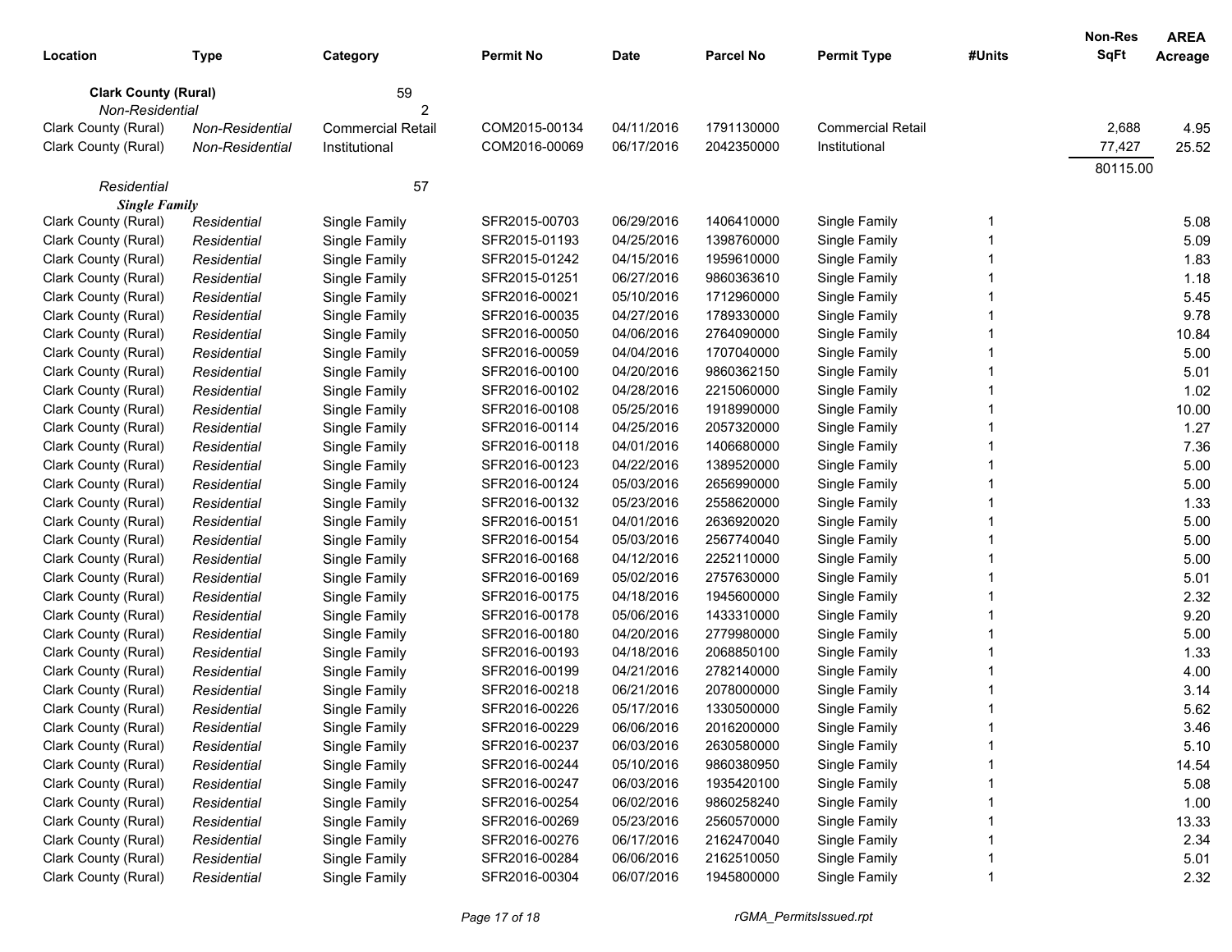| Location | Type | Category | Permit No | Date | Parcel No | Permit Type | #Units | Non-Res SqFt | AREA Acreage |
|---|---|---|---|---|---|---|---|---|---|
| **Clark County (Rural)** | | 59 | | | | | | | |
| *Non-Residential* | | 2 | | | | | | | |
| Clark County (Rural) | *Non-Residential* | Commercial Retail | COM2015-00134 | 04/11/2016 | 1791130000 | Commercial Retail | | 2,688 | 4.95 |
| Clark County (Rural) | *Non-Residential* | Institutional | COM2016-00069 | 06/17/2016 | 2042350000 | Institutional | | 77,427 | 25.52 |
| | | | | | | | | 80115.00 | |
| *Residential* | | 57 | | | | | | | |
| ***Single Family*** | | | | | | | | | |
| Clark County (Rural) | *Residential* | Single Family | SFR2015-00703 | 06/29/2016 | 1406410000 | Single Family | 1 | | 5.08 |
| Clark County (Rural) | *Residential* | Single Family | SFR2015-01193 | 04/25/2016 | 1398760000 | Single Family | 1 | | 5.09 |
| Clark County (Rural) | *Residential* | Single Family | SFR2015-01242 | 04/15/2016 | 1959610000 | Single Family | 1 | | 1.83 |
| Clark County (Rural) | *Residential* | Single Family | SFR2015-01251 | 06/27/2016 | 9860363610 | Single Family | 1 | | 1.18 |
| Clark County (Rural) | *Residential* | Single Family | SFR2016-00021 | 05/10/2016 | 1712960000 | Single Family | 1 | | 5.45 |
| Clark County (Rural) | *Residential* | Single Family | SFR2016-00035 | 04/27/2016 | 1789330000 | Single Family | 1 | | 9.78 |
| Clark County (Rural) | *Residential* | Single Family | SFR2016-00050 | 04/06/2016 | 2764090000 | Single Family | 1 | | 10.84 |
| Clark County (Rural) | *Residential* | Single Family | SFR2016-00059 | 04/04/2016 | 1707040000 | Single Family | 1 | | 5.00 |
| Clark County (Rural) | *Residential* | Single Family | SFR2016-00100 | 04/20/2016 | 9860362150 | Single Family | 1 | | 5.01 |
| Clark County (Rural) | *Residential* | Single Family | SFR2016-00102 | 04/28/2016 | 2215060000 | Single Family | 1 | | 1.02 |
| Clark County (Rural) | *Residential* | Single Family | SFR2016-00108 | 05/25/2016 | 1918990000 | Single Family | 1 | | 10.00 |
| Clark County (Rural) | *Residential* | Single Family | SFR2016-00114 | 04/25/2016 | 2057320000 | Single Family | 1 | | 1.27 |
| Clark County (Rural) | *Residential* | Single Family | SFR2016-00118 | 04/01/2016 | 1406680000 | Single Family | 1 | | 7.36 |
| Clark County (Rural) | *Residential* | Single Family | SFR2016-00123 | 04/22/2016 | 1389520000 | Single Family | 1 | | 5.00 |
| Clark County (Rural) | *Residential* | Single Family | SFR2016-00124 | 05/03/2016 | 2656990000 | Single Family | 1 | | 5.00 |
| Clark County (Rural) | *Residential* | Single Family | SFR2016-00132 | 05/23/2016 | 2558620000 | Single Family | 1 | | 1.33 |
| Clark County (Rural) | *Residential* | Single Family | SFR2016-00151 | 04/01/2016 | 2636920020 | Single Family | 1 | | 5.00 |
| Clark County (Rural) | *Residential* | Single Family | SFR2016-00154 | 05/03/2016 | 2567740040 | Single Family | 1 | | 5.00 |
| Clark County (Rural) | *Residential* | Single Family | SFR2016-00168 | 04/12/2016 | 2252110000 | Single Family | 1 | | 5.00 |
| Clark County (Rural) | *Residential* | Single Family | SFR2016-00169 | 05/02/2016 | 2757630000 | Single Family | 1 | | 5.01 |
| Clark County (Rural) | *Residential* | Single Family | SFR2016-00175 | 04/18/2016 | 1945600000 | Single Family | 1 | | 2.32 |
| Clark County (Rural) | *Residential* | Single Family | SFR2016-00178 | 05/06/2016 | 1433310000 | Single Family | 1 | | 9.20 |
| Clark County (Rural) | *Residential* | Single Family | SFR2016-00180 | 04/20/2016 | 2779980000 | Single Family | 1 | | 5.00 |
| Clark County (Rural) | *Residential* | Single Family | SFR2016-00193 | 04/18/2016 | 2068850100 | Single Family | 1 | | 1.33 |
| Clark County (Rural) | *Residential* | Single Family | SFR2016-00199 | 04/21/2016 | 2782140000 | Single Family | 1 | | 4.00 |
| Clark County (Rural) | *Residential* | Single Family | SFR2016-00218 | 06/21/2016 | 2078000000 | Single Family | 1 | | 3.14 |
| Clark County (Rural) | *Residential* | Single Family | SFR2016-00226 | 05/17/2016 | 1330500000 | Single Family | 1 | | 5.62 |
| Clark County (Rural) | *Residential* | Single Family | SFR2016-00229 | 06/06/2016 | 2016200000 | Single Family | 1 | | 3.46 |
| Clark County (Rural) | *Residential* | Single Family | SFR2016-00237 | 06/03/2016 | 2630580000 | Single Family | 1 | | 5.10 |
| Clark County (Rural) | *Residential* | Single Family | SFR2016-00244 | 05/10/2016 | 9860380950 | Single Family | 1 | | 14.54 |
| Clark County (Rural) | *Residential* | Single Family | SFR2016-00247 | 06/03/2016 | 1935420100 | Single Family | 1 | | 5.08 |
| Clark County (Rural) | *Residential* | Single Family | SFR2016-00254 | 06/02/2016 | 9860258240 | Single Family | 1 | | 1.00 |
| Clark County (Rural) | *Residential* | Single Family | SFR2016-00269 | 05/23/2016 | 2560570000 | Single Family | 1 | | 13.33 |
| Clark County (Rural) | *Residential* | Single Family | SFR2016-00276 | 06/17/2016 | 2162470040 | Single Family | 1 | | 2.34 |
| Clark County (Rural) | *Residential* | Single Family | SFR2016-00284 | 06/06/2016 | 2162510050 | Single Family | 1 | | 5.01 |
| Clark County (Rural) | *Residential* | Single Family | SFR2016-00304 | 06/07/2016 | 1945800000 | Single Family | 1 | | 2.32 |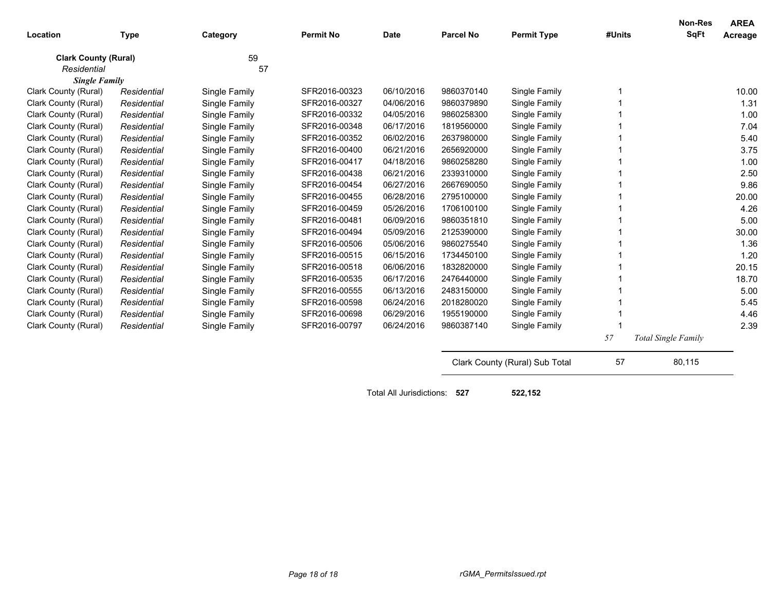| Location | Type | Category | Permit No | Date | Parcel No | Permit Type | #Units | Non-Res SqFt | AREA Acreage |
|---|---|---|---|---|---|---|---|---|---|
| **Clark County (Rural)** | | 59 | | | | | | | |
| *Residential* | | 57 | | | | | | | |
| ***Single Family*** | | | | | | | | | |
| Clark County (Rural) | *Residential* | Single Family | SFR2016-00323 | 06/10/2016 | 9860370140 | Single Family | 1 | | 10.00 |
| Clark County (Rural) | *Residential* | Single Family | SFR2016-00327 | 04/06/2016 | 9860379890 | Single Family | 1 | | 1.31 |
| Clark County (Rural) | *Residential* | Single Family | SFR2016-00332 | 04/05/2016 | 9860258300 | Single Family | 1 | | 1.00 |
| Clark County (Rural) | *Residential* | Single Family | SFR2016-00348 | 06/17/2016 | 1819560000 | Single Family | 1 | | 7.04 |
| Clark County (Rural) | *Residential* | Single Family | SFR2016-00352 | 06/02/2016 | 2637980000 | Single Family | 1 | | 5.40 |
| Clark County (Rural) | *Residential* | Single Family | SFR2016-00400 | 06/21/2016 | 2656920000 | Single Family | 1 | | 3.75 |
| Clark County (Rural) | *Residential* | Single Family | SFR2016-00417 | 04/18/2016 | 9860258280 | Single Family | 1 | | 1.00 |
| Clark County (Rural) | *Residential* | Single Family | SFR2016-00438 | 06/21/2016 | 2339310000 | Single Family | 1 | | 2.50 |
| Clark County (Rural) | *Residential* | Single Family | SFR2016-00454 | 06/27/2016 | 2667690050 | Single Family | 1 | | 9.86 |
| Clark County (Rural) | *Residential* | Single Family | SFR2016-00455 | 06/28/2016 | 2795100000 | Single Family | 1 | | 20.00 |
| Clark County (Rural) | *Residential* | Single Family | SFR2016-00459 | 05/26/2016 | 1706100100 | Single Family | 1 | | 4.26 |
| Clark County (Rural) | *Residential* | Single Family | SFR2016-00481 | 06/09/2016 | 9860351810 | Single Family | 1 | | 5.00 |
| Clark County (Rural) | *Residential* | Single Family | SFR2016-00494 | 05/09/2016 | 2125390000 | Single Family | 1 | | 30.00 |
| Clark County (Rural) | *Residential* | Single Family | SFR2016-00506 | 05/06/2016 | 9860275540 | Single Family | 1 | | 1.36 |
| Clark County (Rural) | *Residential* | Single Family | SFR2016-00515 | 06/15/2016 | 1734450100 | Single Family | 1 | | 1.20 |
| Clark County (Rural) | *Residential* | Single Family | SFR2016-00518 | 06/06/2016 | 1832820000 | Single Family | 1 | | 20.15 |
| Clark County (Rural) | *Residential* | Single Family | SFR2016-00535 | 06/17/2016 | 2476440000 | Single Family | 1 | | 18.70 |
| Clark County (Rural) | *Residential* | Single Family | SFR2016-00555 | 06/13/2016 | 2483150000 | Single Family | 1 | | 5.00 |
| Clark County (Rural) | *Residential* | Single Family | SFR2016-00598 | 06/24/2016 | 2018280020 | Single Family | 1 | | 5.45 |
| Clark County (Rural) | *Residential* | Single Family | SFR2016-00698 | 06/29/2016 | 1955190000 | Single Family | 1 | | 4.46 |
| Clark County (Rural) | *Residential* | Single Family | SFR2016-00797 | 06/24/2016 | 9860387140 | Single Family | 1 | | 2.39 |
| | | | | | | | *57* | *Total Single Family* | |
| | | | | | | Clark County (Rural) Sub Total | 57 | 80,115 | |

Total All Jurisdictions: **527** **522,152**